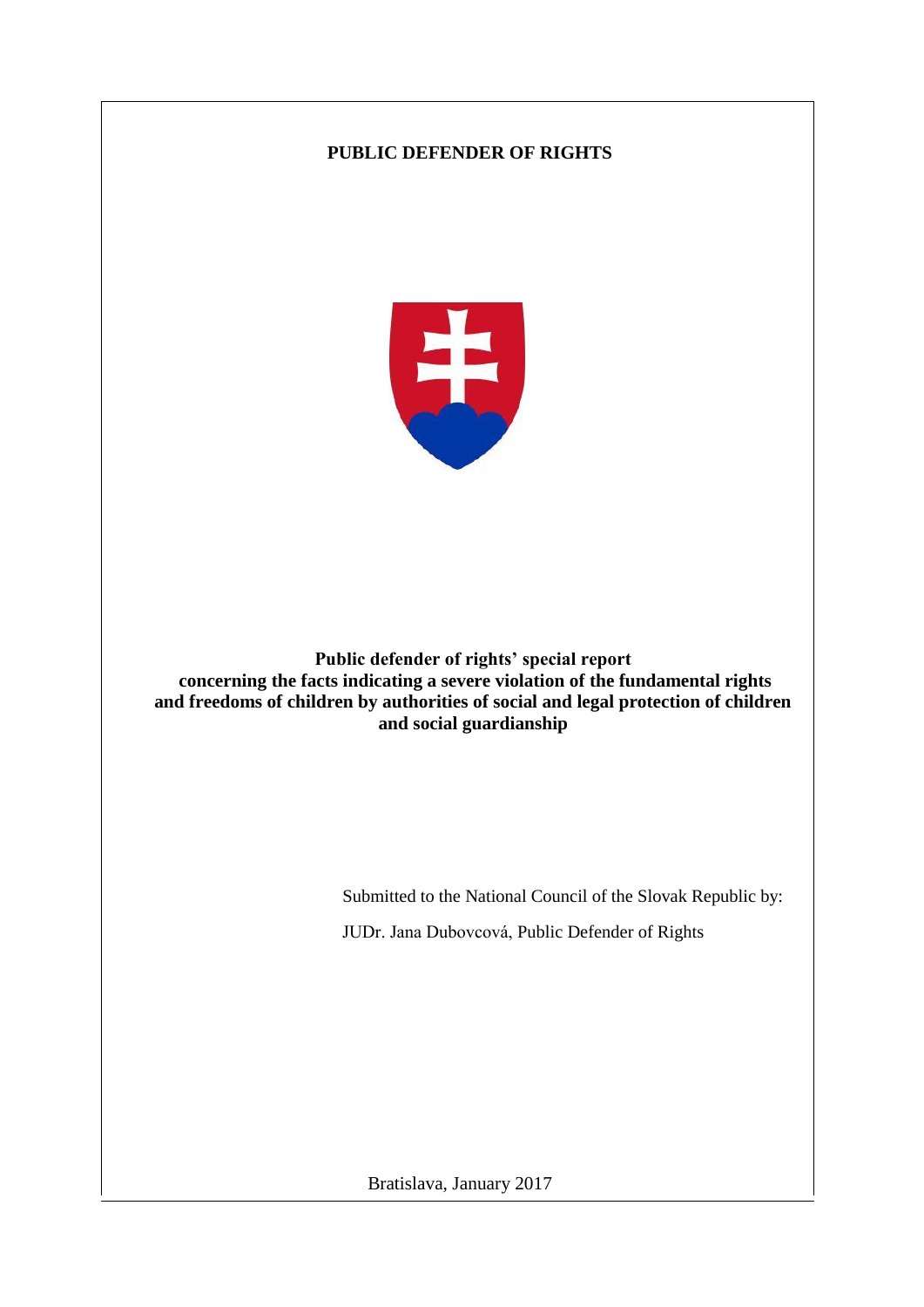**PUBLIC DEFENDER OF RIGHTS**

# Public defender of rights' special report concerning the facts indicating a severe violation of the fundamental rights and freedoms of children by authorities of social and legal protection of children and social guardianship

Submitted to the National Council of the Slovak Republic by:

JUDr. Jana Dubovcová, Public Defender of Rights

Bratislava, January 2017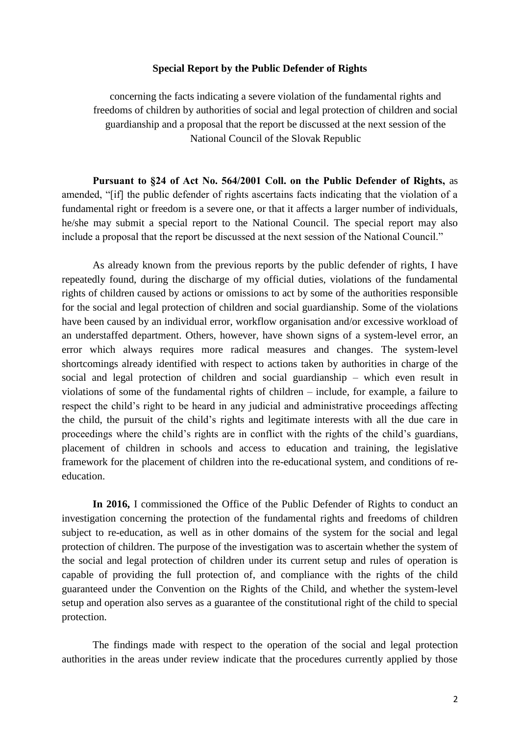**Special Report by the Public Defender of Rights**

concerning the facts indicating a severe violation of the fundamental rights and freedoms of children by authorities of social and legal protection of children and social guardianship and a proposal that the report be discussed at the next session of the National Council of the Slovak Republic

**Pursuant to §24 of Act No. 564/2001 Coll. on the Public Defender of Rights,** as amended, "[if] the public defender of rights ascertains facts indicating that the violation of a fundamental right or freedom is a severe one, or that it affects a larger number of individuals, he/she may submit a special report to the National Council. The special report may also include a proposal that the report be discussed at the next session of the National Council."

As already known from the previous reports by the public defender of rights, I have repeatedly found, during the discharge of my official duties, violations of the fundamental rights of children caused by actions or omissions to act by some of the authorities responsible for the social and legal protection of children and social guardianship. Some of the violations have been caused by an individual error, workflow organisation and/or excessive workload of an understaffed department. Others, however, have shown signs of a system-level error, an error which always requires more radical measures and changes. The system-level shortcomings already identified with respect to actions taken by authorities in charge of the social and legal protection of children and social guardianship – which even result in violations of some of the fundamental rights of children – include, for example, a failure to respect the child's right to be heard in any judicial and administrative proceedings affecting the child, the pursuit of the child's rights and legitimate interests with all the due care in proceedings where the child's rights are in conflict with the rights of the child's guardians, placement of children in schools and access to education and training, the legislative framework for the placement of children into the re-educational system, and conditions of re-education.

**In 2016,** I commissioned the Office of the Public Defender of Rights to conduct an investigation concerning the protection of the fundamental rights and freedoms of children subject to re-education, as well as in other domains of the system for the social and legal protection of children. The purpose of the investigation was to ascertain whether the system of the social and legal protection of children under its current setup and rules of operation is capable of providing the full protection of, and compliance with the rights of the child guaranteed under the Convention on the Rights of the Child, and whether the system-level setup and operation also serves as a guarantee of the constitutional right of the child to special protection.

The findings made with respect to the operation of the social and legal protection authorities in the areas under review indicate that the procedures currently applied by those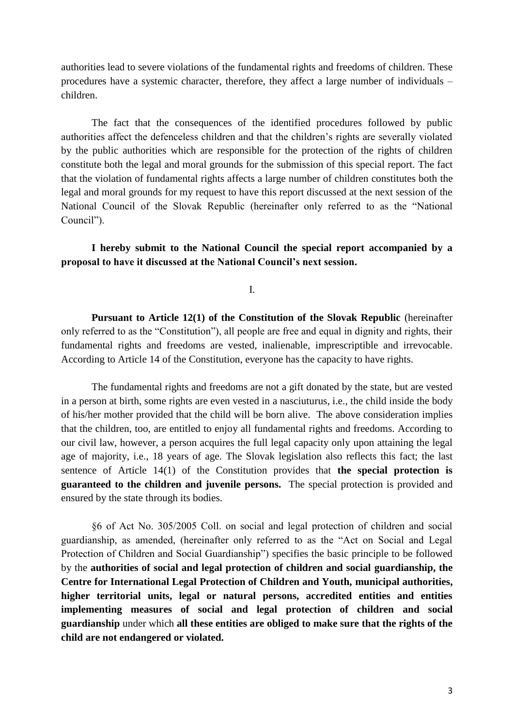authorities lead to severe violations of the fundamental rights and freedoms of children. These procedures have a systemic character, therefore, they affect a large number of individuals – children.

The fact that the consequences of the identified procedures followed by public authorities affect the defenceless children and that the children's rights are severally violated by the public authorities which are responsible for the protection of the rights of children constitute both the legal and moral grounds for the submission of this special report. The fact that the violation of fundamental rights affects a large number of children constitutes both the legal and moral grounds for my request to have this report discussed at the next session of the National Council of the Slovak Republic (hereinafter only referred to as the "National Council").

**I hereby submit to the National Council the special report accompanied by a proposal to have it discussed at the National Council's next session.**

I.

**Pursuant to Article 12(1) of the Constitution of the Slovak Republic** (hereinafter only referred to as the "Constitution"), all people are free and equal in dignity and rights, their fundamental rights and freedoms are vested, inalienable, imprescriptible and irrevocable. According to Article 14 of the Constitution, everyone has the capacity to have rights.

The fundamental rights and freedoms are not a gift donated by the state, but are vested in a person at birth, some rights are even vested in a nasciuturus, i.e., the child inside the body of his/her mother provided that the child will be born alive. The above consideration implies that the children, too, are entitled to enjoy all fundamental rights and freedoms. According to our civil law, however, a person acquires the full legal capacity only upon attaining the legal age of majority, i.e., 18 years of age. The Slovak legislation also reflects this fact; the last sentence of Article 14(1) of the Constitution provides that **the special protection is guaranteed to the children and juvenile persons.** The special protection is provided and ensured by the state through its bodies.

§6 of Act No. 305/2005 Coll. on social and legal protection of children and social guardianship, as amended, (hereinafter only referred to as the "Act on Social and Legal Protection of Children and Social Guardianship") specifies the basic principle to be followed by the **authorities of social and legal protection of children and social guardianship, the Centre for International Legal Protection of Children and Youth, municipal authorities, higher territorial units, legal or natural persons, accredited entities and entities implementing measures of social and legal protection of children and social guardianship** under which **all these entities are obliged to make sure that the rights of the child are not endangered or violated.**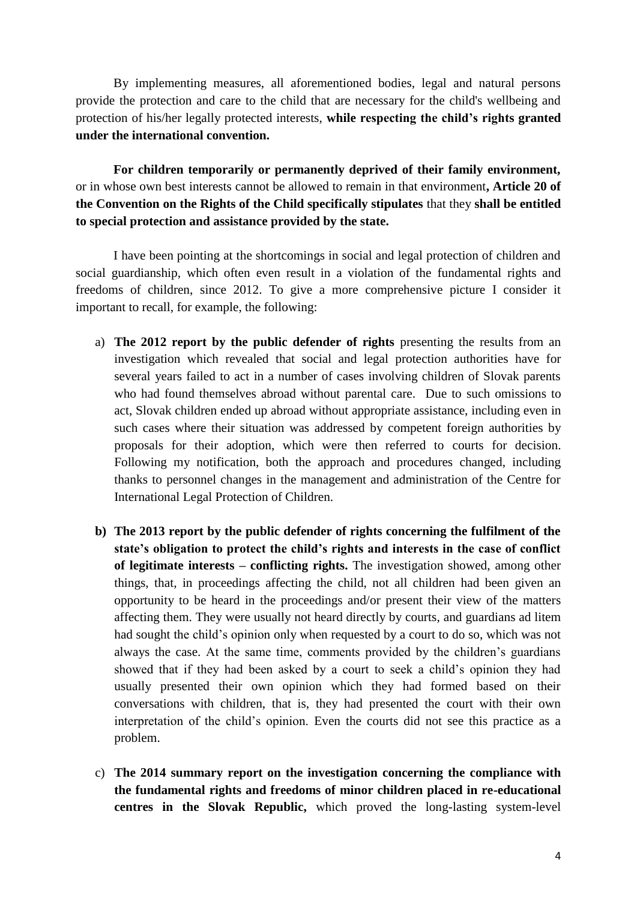By implementing measures, all aforementioned bodies, legal and natural persons provide the protection and care to the child that are necessary for the child's wellbeing and protection of his/her legally protected interests, **while respecting the child's rights granted under the international convention.**

**For children temporarily or permanently deprived of their family environment,** or in whose own best interests cannot be allowed to remain in that environment**, Article 20 of the Convention on the Rights of the Child specifically stipulates** that they **shall be entitled to special protection and assistance provided by the state.**

I have been pointing at the shortcomings in social and legal protection of children and social guardianship, which often even result in a violation of the fundamental rights and freedoms of children, since 2012. To give a more comprehensive picture I consider it important to recall, for example, the following:

a) **The 2012 report by the public defender of rights** presenting the results from an investigation which revealed that social and legal protection authorities have for several years failed to act in a number of cases involving children of Slovak parents who had found themselves abroad without parental care. Due to such omissions to act, Slovak children ended up abroad without appropriate assistance, including even in such cases where their situation was addressed by competent foreign authorities by proposals for their adoption, which were then referred to courts for decision. Following my notification, both the approach and procedures changed, including thanks to personnel changes in the management and administration of the Centre for International Legal Protection of Children.

**b) The 2013 report by the public defender of rights concerning the fulfilment of the state's obligation to protect the child's rights and interests in the case of conflict of legitimate interests – conflicting rights.** The investigation showed, among other things, that, in proceedings affecting the child, not all children had been given an opportunity to be heard in the proceedings and/or present their view of the matters affecting them. They were usually not heard directly by courts, and guardians ad litem had sought the child's opinion only when requested by a court to do so, which was not always the case. At the same time, comments provided by the children's guardians showed that if they had been asked by a court to seek a child's opinion they had usually presented their own opinion which they had formed based on their conversations with children, that is, they had presented the court with their own interpretation of the child's opinion. Even the courts did not see this practice as a problem.

c) **The 2014 summary report on the investigation concerning the compliance with the fundamental rights and freedoms of minor children placed in re-educational centres in the Slovak Republic,** which proved the long-lasting system-level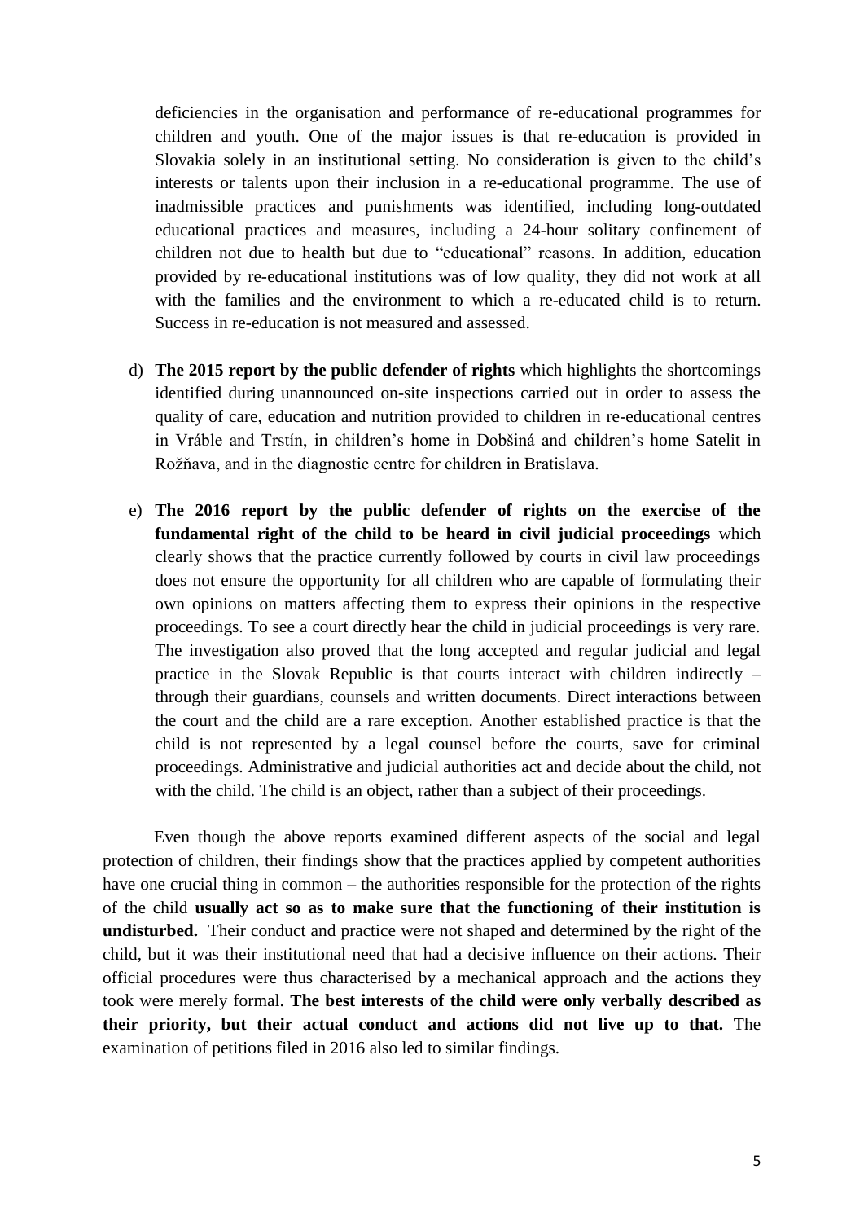deficiencies in the organisation and performance of re-educational programmes for children and youth. One of the major issues is that re-education is provided in Slovakia solely in an institutional setting. No consideration is given to the child's interests or talents upon their inclusion in a re-educational programme. The use of inadmissible practices and punishments was identified, including long-outdated educational practices and measures, including a 24-hour solitary confinement of children not due to health but due to "educational" reasons. In addition, education provided by re-educational institutions was of low quality, they did not work at all with the families and the environment to which a re-educated child is to return. Success in re-education is not measured and assessed.

d) **The 2015 report by the public defender of rights** which highlights the shortcomings identified during unannounced on-site inspections carried out in order to assess the quality of care, education and nutrition provided to children in re-educational centres in Vráble and Trstín, in children's home in Dobšiná and children's home Satelit in Rožňava, and in the diagnostic centre for children in Bratislava.

e) **The 2016 report by the public defender of rights on the exercise of the fundamental right of the child to be heard in civil judicial proceedings** which clearly shows that the practice currently followed by courts in civil law proceedings does not ensure the opportunity for all children who are capable of formulating their own opinions on matters affecting them to express their opinions in the respective proceedings. To see a court directly hear the child in judicial proceedings is very rare. The investigation also proved that the long accepted and regular judicial and legal practice in the Slovak Republic is that courts interact with children indirectly – through their guardians, counsels and written documents. Direct interactions between the court and the child are a rare exception. Another established practice is that the child is not represented by a legal counsel before the courts, save for criminal proceedings. Administrative and judicial authorities act and decide about the child, not with the child. The child is an object, rather than a subject of their proceedings.

Even though the above reports examined different aspects of the social and legal protection of children, their findings show that the practices applied by competent authorities have one crucial thing in common – the authorities responsible for the protection of the rights of the child **usually act so as to make sure that the functioning of their institution is undisturbed.** Their conduct and practice were not shaped and determined by the right of the child, but it was their institutional need that had a decisive influence on their actions. Their official procedures were thus characterised by a mechanical approach and the actions they took were merely formal. **The best interests of the child were only verbally described as their priority, but their actual conduct and actions did not live up to that.** The examination of petitions filed in 2016 also led to similar findings.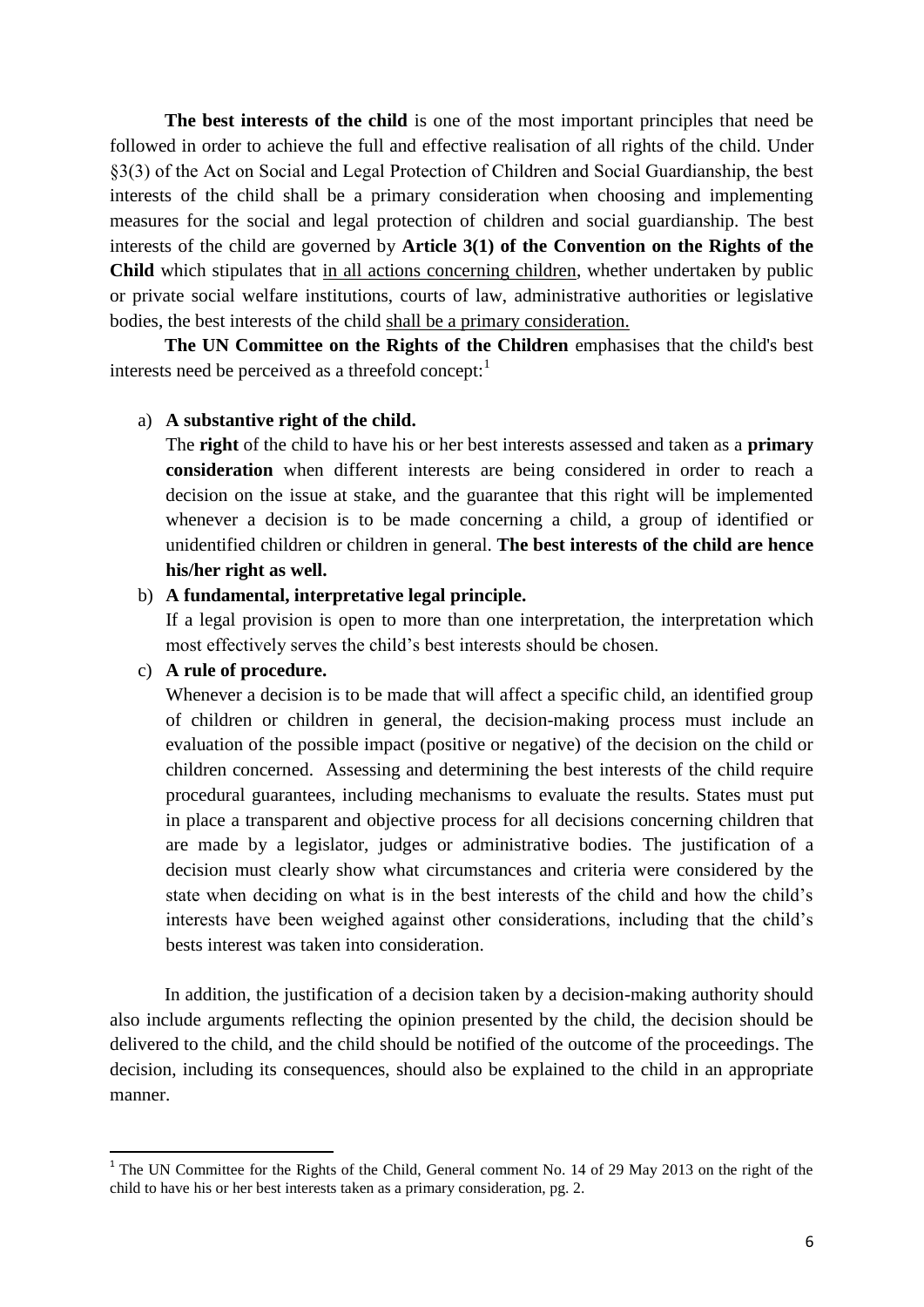**The best interests of the child** is one of the most important principles that need be followed in order to achieve the full and effective realisation of all rights of the child. Under §3(3) of the Act on Social and Legal Protection of Children and Social Guardianship, the best interests of the child shall be a primary consideration when choosing and implementing measures for the social and legal protection of children and social guardianship. The best interests of the child are governed by **Article 3(1) of the Convention on the Rights of the Child** which stipulates that <u>in all actions concerning children</u>, whether undertaken by public or private social welfare institutions, courts of law, administrative authorities or legislative bodies, the best interests of the child <u>shall be a primary consideration.</u>

**The UN Committee on the Rights of the Children** emphasises that the child's best interests need be perceived as a threefold concept:[1]

a) **A substantive right of the child.**

   The **right** of the child to have his or her best interests assessed and taken as a **primary consideration** when different interests are being considered in order to reach a decision on the issue at stake, and the guarantee that this right will be implemented whenever a decision is to be made concerning a child, a group of identified or unidentified children or children in general. **The best interests of the child are hence his/her right as well.**

b) **A fundamental, interpretative legal principle.**

   If a legal provision is open to more than one interpretation, the interpretation which most effectively serves the child's best interests should be chosen.

c) **A rule of procedure.**

   Whenever a decision is to be made that will affect a specific child, an identified group of children or children in general, the decision-making process must include an evaluation of the possible impact (positive or negative) of the decision on the child or children concerned. Assessing and determining the best interests of the child require procedural guarantees, including mechanisms to evaluate the results. States must put in place a transparent and objective process for all decisions concerning children that are made by a legislator, judges or administrative bodies. The justification of a decision must clearly show what circumstances and criteria were considered by the state when deciding on what is in the best interests of the child and how the child's interests have been weighed against other considerations, including that the child's bests interest was taken into consideration.

In addition, the justification of a decision taken by a decision-making authority should also include arguments reflecting the opinion presented by the child, the decision should be delivered to the child, and the child should be notified of the outcome of the proceedings. The decision, including its consequences, should also be explained to the child in an appropriate manner.

---

[1] The UN Committee for the Rights of the Child, General comment No. 14 of 29 May 2013 on the right of the child to have his or her best interests taken as a primary consideration, pg. 2.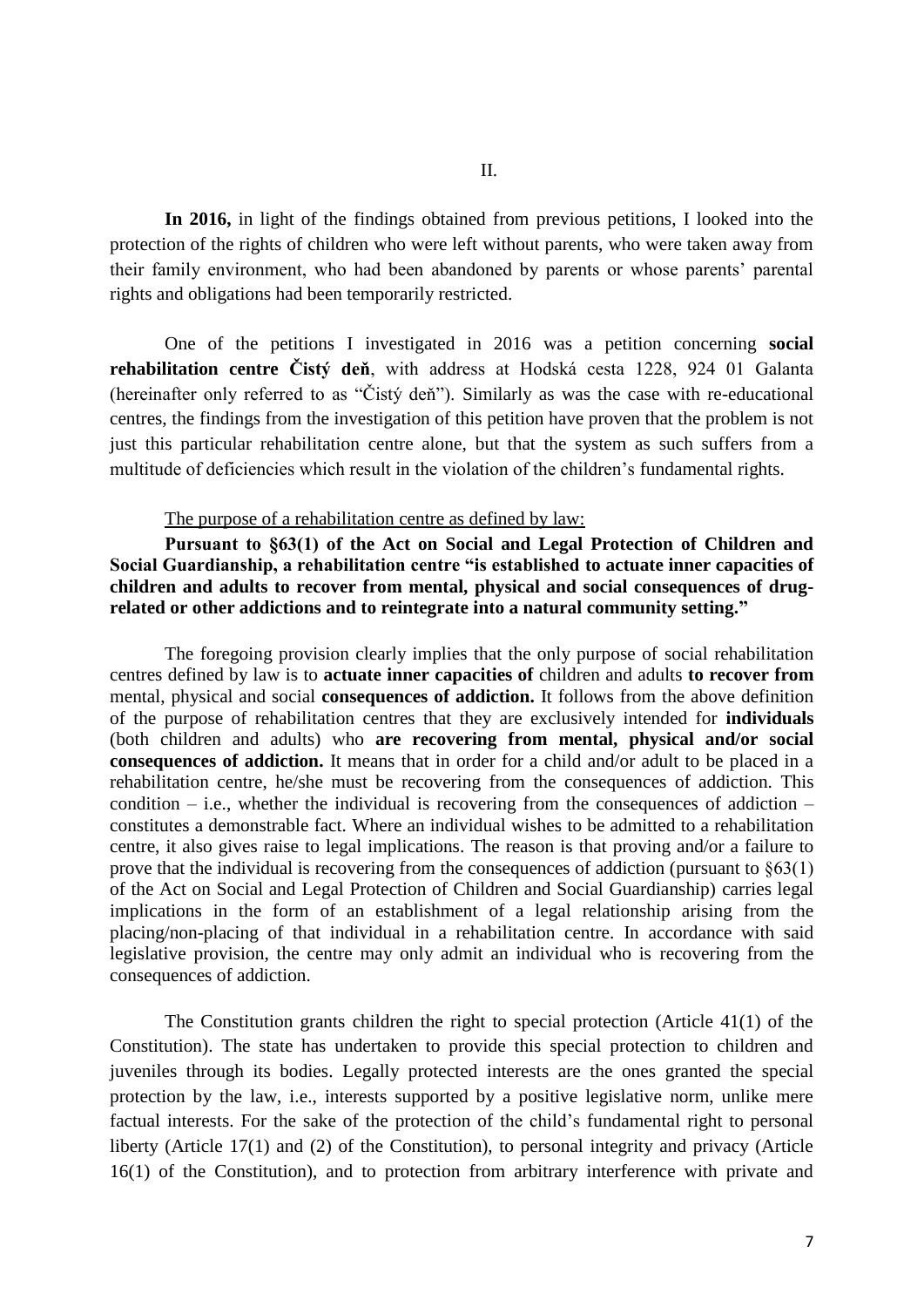## II.

**In 2016,** in light of the findings obtained from previous petitions, I looked into the protection of the rights of children who were left without parents, who were taken away from their family environment, who had been abandoned by parents or whose parents' parental rights and obligations had been temporarily restricted.

One of the petitions I investigated in 2016 was a petition concerning **social rehabilitation centre Čistý deň**, with address at Hodská cesta 1228, 924 01 Galanta (hereinafter only referred to as "Čistý deň"). Similarly as was the case with re-educational centres, the findings from the investigation of this petition have proven that the problem is not just this particular rehabilitation centre alone, but that the system as such suffers from a multitude of deficiencies which result in the violation of the children's fundamental rights.

The purpose of a rehabilitation centre as defined by law:

**Pursuant to §63(1) of the Act on Social and Legal Protection of Children and Social Guardianship, a rehabilitation centre "is established to actuate inner capacities of children and adults to recover from mental, physical and social consequences of drug-related or other addictions and to reintegrate into a natural community setting."**

The foregoing provision clearly implies that the only purpose of social rehabilitation centres defined by law is to **actuate inner capacities of** children and adults **to recover from** mental, physical and social **consequences of addiction.** It follows from the above definition of the purpose of rehabilitation centres that they are exclusively intended for **individuals** (both children and adults) who **are recovering from mental, physical and/or social consequences of addiction.** It means that in order for a child and/or adult to be placed in a rehabilitation centre, he/she must be recovering from the consequences of addiction. This condition – i.e., whether the individual is recovering from the consequences of addiction – constitutes a demonstrable fact. Where an individual wishes to be admitted to a rehabilitation centre, it also gives raise to legal implications. The reason is that proving and/or a failure to prove that the individual is recovering from the consequences of addiction (pursuant to §63(1) of the Act on Social and Legal Protection of Children and Social Guardianship) carries legal implications in the form of an establishment of a legal relationship arising from the placing/non-placing of that individual in a rehabilitation centre. In accordance with said legislative provision, the centre may only admit an individual who is recovering from the consequences of addiction.

The Constitution grants children the right to special protection (Article 41(1) of the Constitution). The state has undertaken to provide this special protection to children and juveniles through its bodies. Legally protected interests are the ones granted the special protection by the law, i.e., interests supported by a positive legislative norm, unlike mere factual interests. For the sake of the protection of the child's fundamental right to personal liberty (Article 17(1) and (2) of the Constitution), to personal integrity and privacy (Article 16(1) of the Constitution), and to protection from arbitrary interference with private and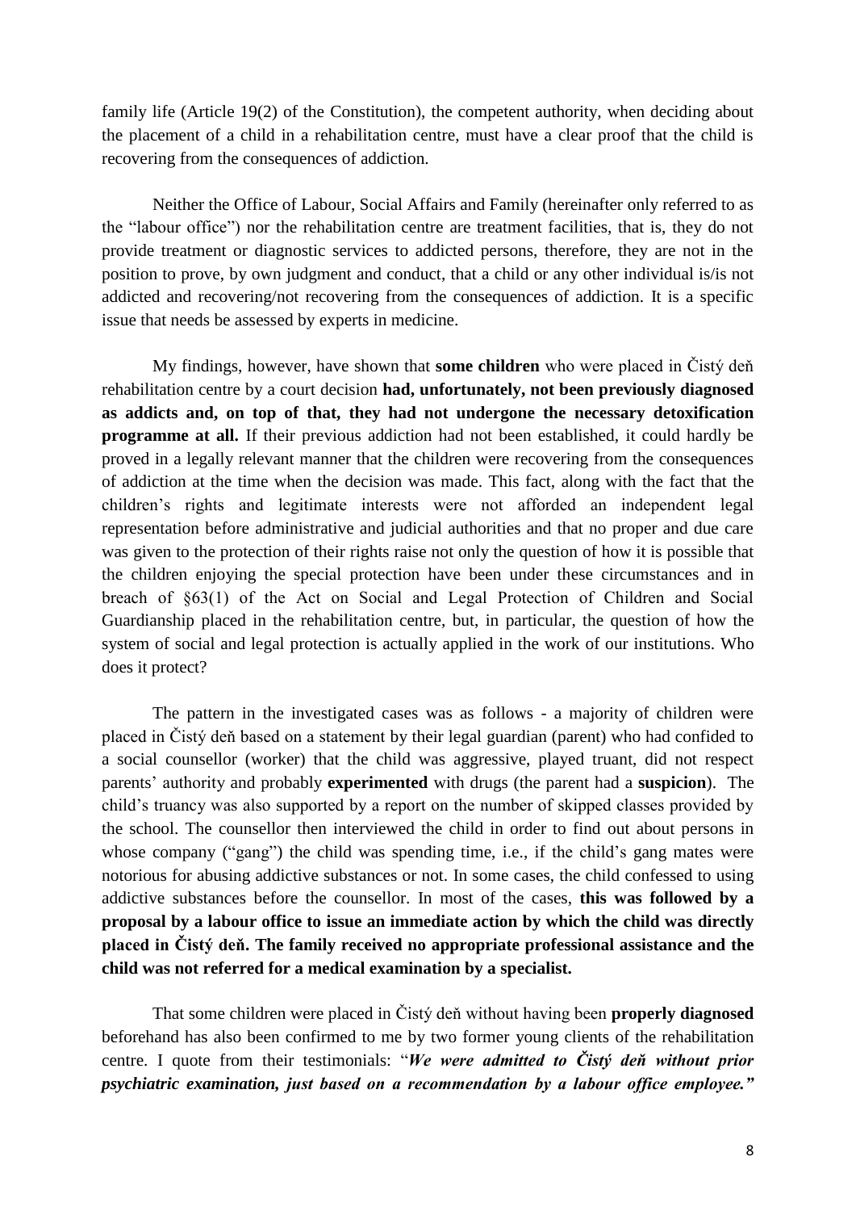family life (Article 19(2) of the Constitution), the competent authority, when deciding about the placement of a child in a rehabilitation centre, must have a clear proof that the child is recovering from the consequences of addiction.

Neither the Office of Labour, Social Affairs and Family (hereinafter only referred to as the "labour office") nor the rehabilitation centre are treatment facilities, that is, they do not provide treatment or diagnostic services to addicted persons, therefore, they are not in the position to prove, by own judgment and conduct, that a child or any other individual is/is not addicted and recovering/not recovering from the consequences of addiction. It is a specific issue that needs be assessed by experts in medicine.

My findings, however, have shown that **some children** who were placed in Čistý deň rehabilitation centre by a court decision **had, unfortunately, not been previously diagnosed as addicts and, on top of that, they had not undergone the necessary detoxification programme at all.** If their previous addiction had not been established, it could hardly be proved in a legally relevant manner that the children were recovering from the consequences of addiction at the time when the decision was made. This fact, along with the fact that the children's rights and legitimate interests were not afforded an independent legal representation before administrative and judicial authorities and that no proper and due care was given to the protection of their rights raise not only the question of how it is possible that the children enjoying the special protection have been under these circumstances and in breach of §63(1) of the Act on Social and Legal Protection of Children and Social Guardianship placed in the rehabilitation centre, but, in particular, the question of how the system of social and legal protection is actually applied in the work of our institutions. Who does it protect?

The pattern in the investigated cases was as follows - a majority of children were placed in Čistý deň based on a statement by their legal guardian (parent) who had confided to a social counsellor (worker) that the child was aggressive, played truant, did not respect parents' authority and probably **experimented** with drugs (the parent had a **suspicion**). The child's truancy was also supported by a report on the number of skipped classes provided by the school. The counsellor then interviewed the child in order to find out about persons in whose company ("gang") the child was spending time, i.e., if the child's gang mates were notorious for abusing addictive substances or not. In some cases, the child confessed to using addictive substances before the counsellor. In most of the cases, **this was followed by a proposal by a labour office to issue an immediate action by which the child was directly placed in Čistý deň. The family received no appropriate professional assistance and the child was not referred for a medical examination by a specialist.**

That some children were placed in Čistý deň without having been **properly diagnosed** beforehand has also been confirmed to me by two former young clients of the rehabilitation centre. I quote from their testimonials: "***We were admitted to Čistý deň without prior psychiatric examination, just based on a recommendation by a labour office employee."***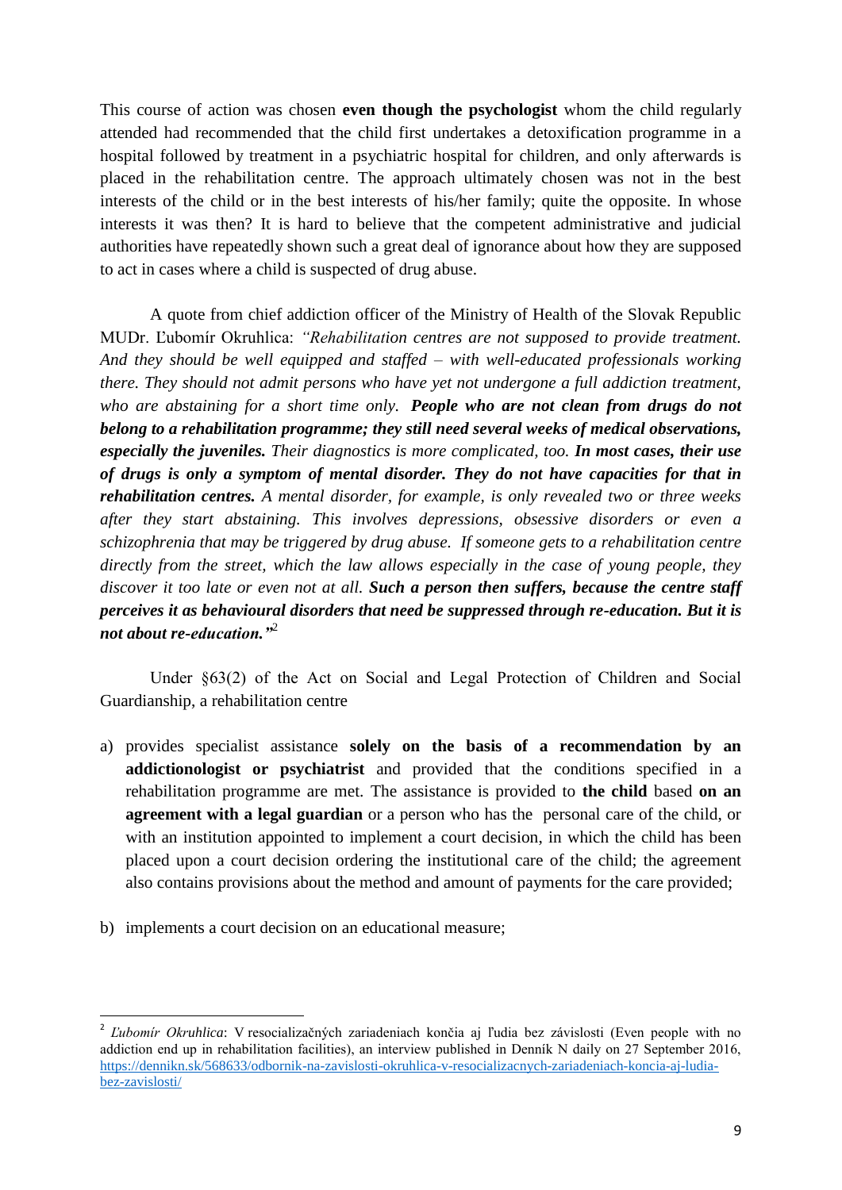This course of action was chosen **even though the psychologist** whom the child regularly attended had recommended that the child first undertakes a detoxification programme in a hospital followed by treatment in a psychiatric hospital for children, and only afterwards is placed in the rehabilitation centre. The approach ultimately chosen was not in the best interests of the child or in the best interests of his/her family; quite the opposite. In whose interests it was then? It is hard to believe that the competent administrative and judicial authorities have repeatedly shown such a great deal of ignorance about how they are supposed to act in cases where a child is suspected of drug abuse.

A quote from chief addiction officer of the Ministry of Health of the Slovak Republic MUDr. Ľubomír Okruhlica: *"Rehabilitation centres are not supposed to provide treatment. And they should be well equipped and staffed – with well-educated professionals working there. They should not admit persons who have yet not undergone a full addiction treatment, who are abstaining for a short time only.* ***People who are not clean from drugs do not belong to a rehabilitation programme; they still need several weeks of medical observations, especially the juveniles.*** *Their diagnostics is more complicated, too.* ***In most cases, their use of drugs is only a symptom of mental disorder. They do not have capacities for that in rehabilitation centres.*** *A mental disorder, for example, is only revealed two or three weeks after they start abstaining. This involves depressions, obsessive disorders or even a schizophrenia that may be triggered by drug abuse. If someone gets to a rehabilitation centre directly from the street, which the law allows especially in the case of young people, they discover it too late or even not at all.* ***Such a person then suffers, because the centre staff perceives it as behavioural disorders that need be suppressed through re-education. But it is not about re-education."***[2]

Under §63(2) of the Act on Social and Legal Protection of Children and Social Guardianship, a rehabilitation centre

a) provides specialist assistance **solely on the basis of a recommendation by an addictionologist or psychiatrist** and provided that the conditions specified in a rehabilitation programme are met. The assistance is provided to **the child** based **on an agreement with a legal guardian** or a person who has the personal care of the child, or with an institution appointed to implement a court decision, in which the child has been placed upon a court decision ordering the institutional care of the child; the agreement also contains provisions about the method and amount of payments for the care provided;

b) implements a court decision on an educational measure;

---

[2] *Ľubomír Okruhlica*: V resocializačných zariadeniach končia aj ľudia bez závislosti (Even people with no addiction end up in rehabilitation facilities), an interview published in Denník N daily on 27 September 2016, https://dennikn.sk/568633/odbornik-na-zavislosti-okruhlica-v-resocializacnych-zariadeniach-koncia-aj-ludia-bez-zavislosti/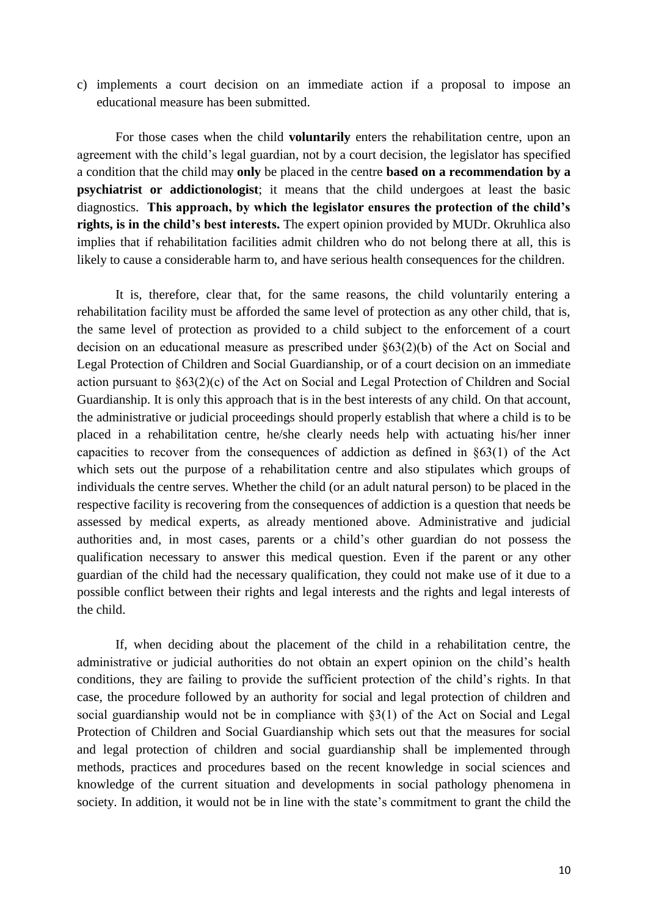c) implements a court decision on an immediate action if a proposal to impose an educational measure has been submitted.

For those cases when the child **voluntarily** enters the rehabilitation centre, upon an agreement with the child's legal guardian, not by a court decision, the legislator has specified a condition that the child may **only** be placed in the centre **based on a recommendation by a psychiatrist or addictionologist**; it means that the child undergoes at least the basic diagnostics. **This approach, by which the legislator ensures the protection of the child's rights, is in the child's best interests.** The expert opinion provided by MUDr. Okruhlica also implies that if rehabilitation facilities admit children who do not belong there at all, this is likely to cause a considerable harm to, and have serious health consequences for the children.

It is, therefore, clear that, for the same reasons, the child voluntarily entering a rehabilitation facility must be afforded the same level of protection as any other child, that is, the same level of protection as provided to a child subject to the enforcement of a court decision on an educational measure as prescribed under §63(2)(b) of the Act on Social and Legal Protection of Children and Social Guardianship, or of a court decision on an immediate action pursuant to §63(2)(c) of the Act on Social and Legal Protection of Children and Social Guardianship. It is only this approach that is in the best interests of any child. On that account, the administrative or judicial proceedings should properly establish that where a child is to be placed in a rehabilitation centre, he/she clearly needs help with actuating his/her inner capacities to recover from the consequences of addiction as defined in §63(1) of the Act which sets out the purpose of a rehabilitation centre and also stipulates which groups of individuals the centre serves. Whether the child (or an adult natural person) to be placed in the respective facility is recovering from the consequences of addiction is a question that needs be assessed by medical experts, as already mentioned above. Administrative and judicial authorities and, in most cases, parents or a child's other guardian do not possess the qualification necessary to answer this medical question. Even if the parent or any other guardian of the child had the necessary qualification, they could not make use of it due to a possible conflict between their rights and legal interests and the rights and legal interests of the child.

If, when deciding about the placement of the child in a rehabilitation centre, the administrative or judicial authorities do not obtain an expert opinion on the child's health conditions, they are failing to provide the sufficient protection of the child's rights. In that case, the procedure followed by an authority for social and legal protection of children and social guardianship would not be in compliance with §3(1) of the Act on Social and Legal Protection of Children and Social Guardianship which sets out that the measures for social and legal protection of children and social guardianship shall be implemented through methods, practices and procedures based on the recent knowledge in social sciences and knowledge of the current situation and developments in social pathology phenomena in society. In addition, it would not be in line with the state's commitment to grant the child the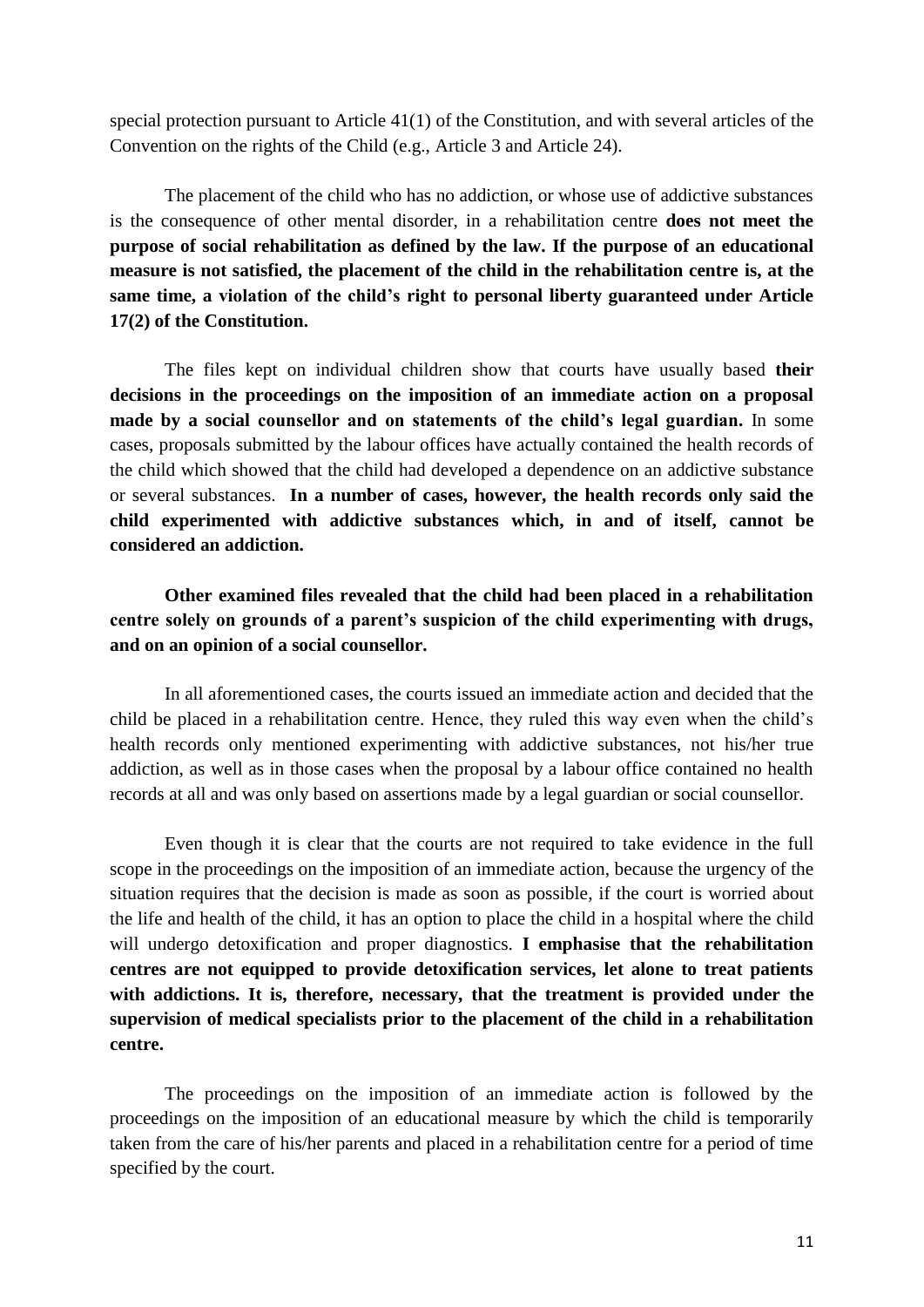special protection pursuant to Article 41(1) of the Constitution, and with several articles of the Convention on the rights of the Child (e.g., Article 3 and Article 24).

The placement of the child who has no addiction, or whose use of addictive substances is the consequence of other mental disorder, in a rehabilitation centre **does not meet the purpose of social rehabilitation as defined by the law. If the purpose of an educational measure is not satisfied, the placement of the child in the rehabilitation centre is, at the same time, a violation of the child's right to personal liberty guaranteed under Article 17(2) of the Constitution.**

The files kept on individual children show that courts have usually based **their decisions in the proceedings on the imposition of an immediate action on a proposal made by a social counsellor and on statements of the child's legal guardian.** In some cases, proposals submitted by the labour offices have actually contained the health records of the child which showed that the child had developed a dependence on an addictive substance or several substances. **In a number of cases, however, the health records only said the child experimented with addictive substances which, in and of itself, cannot be considered an addiction.**

**Other examined files revealed that the child had been placed in a rehabilitation centre solely on grounds of a parent's suspicion of the child experimenting with drugs, and on an opinion of a social counsellor.**

In all aforementioned cases, the courts issued an immediate action and decided that the child be placed in a rehabilitation centre. Hence, they ruled this way even when the child's health records only mentioned experimenting with addictive substances, not his/her true addiction, as well as in those cases when the proposal by a labour office contained no health records at all and was only based on assertions made by a legal guardian or social counsellor.

Even though it is clear that the courts are not required to take evidence in the full scope in the proceedings on the imposition of an immediate action, because the urgency of the situation requires that the decision is made as soon as possible, if the court is worried about the life and health of the child, it has an option to place the child in a hospital where the child will undergo detoxification and proper diagnostics. **I emphasise that the rehabilitation centres are not equipped to provide detoxification services, let alone to treat patients with addictions. It is, therefore, necessary, that the treatment is provided under the supervision of medical specialists prior to the placement of the child in a rehabilitation centre.**

The proceedings on the imposition of an immediate action is followed by the proceedings on the imposition of an educational measure by which the child is temporarily taken from the care of his/her parents and placed in a rehabilitation centre for a period of time specified by the court.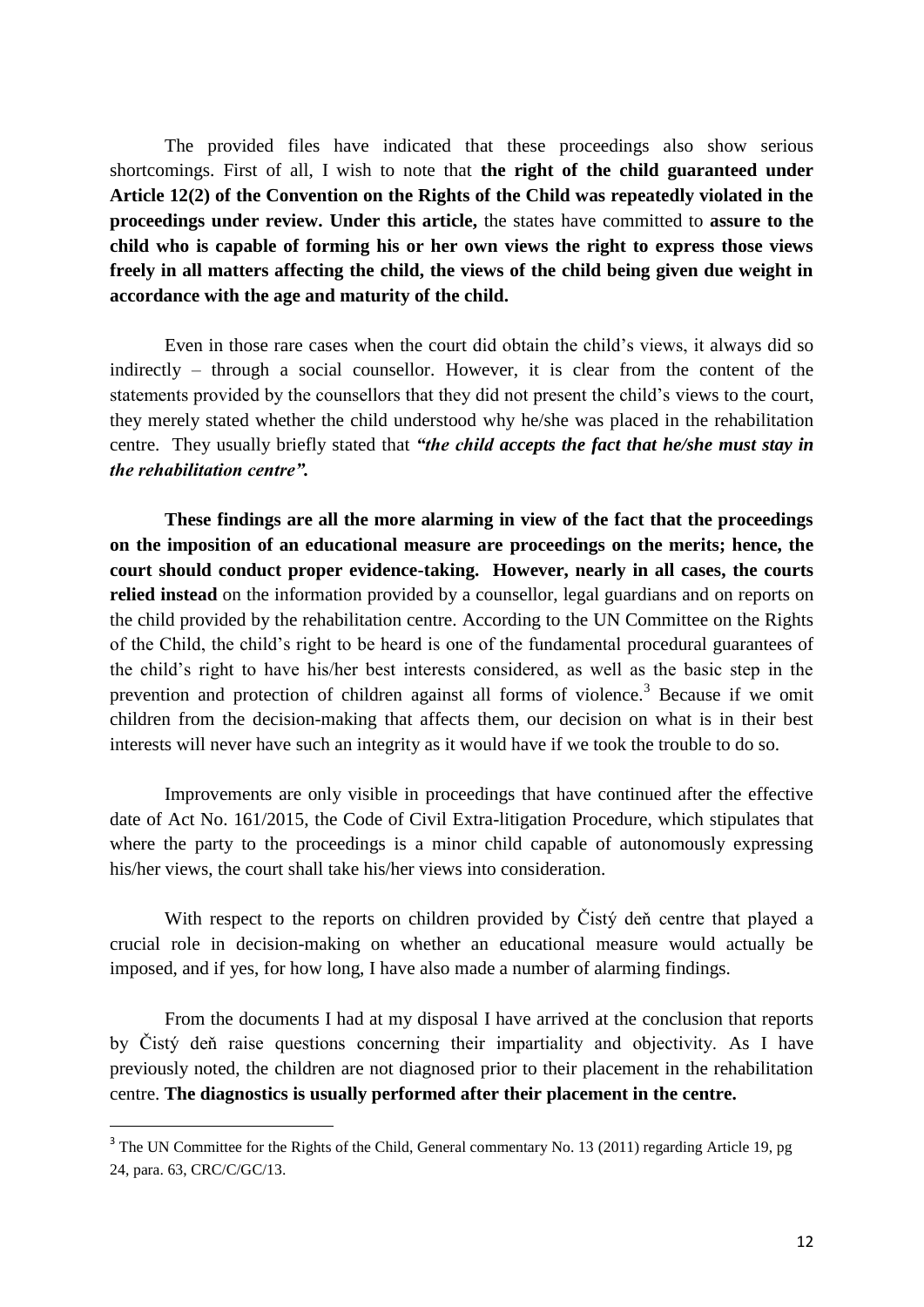The provided files have indicated that these proceedings also show serious shortcomings. First of all, I wish to note that **the right of the child guaranteed under Article 12(2) of the Convention on the Rights of the Child was repeatedly violated in the proceedings under review. Under this article,** the states have committed to **assure to the child who is capable of forming his or her own views the right to express those views freely in all matters affecting the child, the views of the child being given due weight in accordance with the age and maturity of the child.**

Even in those rare cases when the court did obtain the child's views, it always did so indirectly – through a social counsellor. However, it is clear from the content of the statements provided by the counsellors that they did not present the child's views to the court, they merely stated whether the child understood why he/she was placed in the rehabilitation centre. They usually briefly stated that ***"the child accepts the fact that he/she must stay in the rehabilitation centre".***

**These findings are all the more alarming in view of the fact that the proceedings on the imposition of an educational measure are proceedings on the merits; hence, the court should conduct proper evidence-taking. However, nearly in all cases, the courts relied instead** on the information provided by a counsellor, legal guardians and on reports on the child provided by the rehabilitation centre. According to the UN Committee on the Rights of the Child, the child's right to be heard is one of the fundamental procedural guarantees of the child's right to have his/her best interests considered, as well as the basic step in the prevention and protection of children against all forms of violence.[3] Because if we omit children from the decision-making that affects them, our decision on what is in their best interests will never have such an integrity as it would have if we took the trouble to do so.

Improvements are only visible in proceedings that have continued after the effective date of Act No. 161/2015, the Code of Civil Extra-litigation Procedure, which stipulates that where the party to the proceedings is a minor child capable of autonomously expressing his/her views, the court shall take his/her views into consideration.

With respect to the reports on children provided by Čistý deň centre that played a crucial role in decision-making on whether an educational measure would actually be imposed, and if yes, for how long, I have also made a number of alarming findings.

From the documents I had at my disposal I have arrived at the conclusion that reports by Čistý deň raise questions concerning their impartiality and objectivity. As I have previously noted, the children are not diagnosed prior to their placement in the rehabilitation centre. **The diagnostics is usually performed after their placement in the centre.**

---

[3] The UN Committee for the Rights of the Child, General commentary No. 13 (2011) regarding Article 19, pg 24, para. 63, CRC/C/GC/13.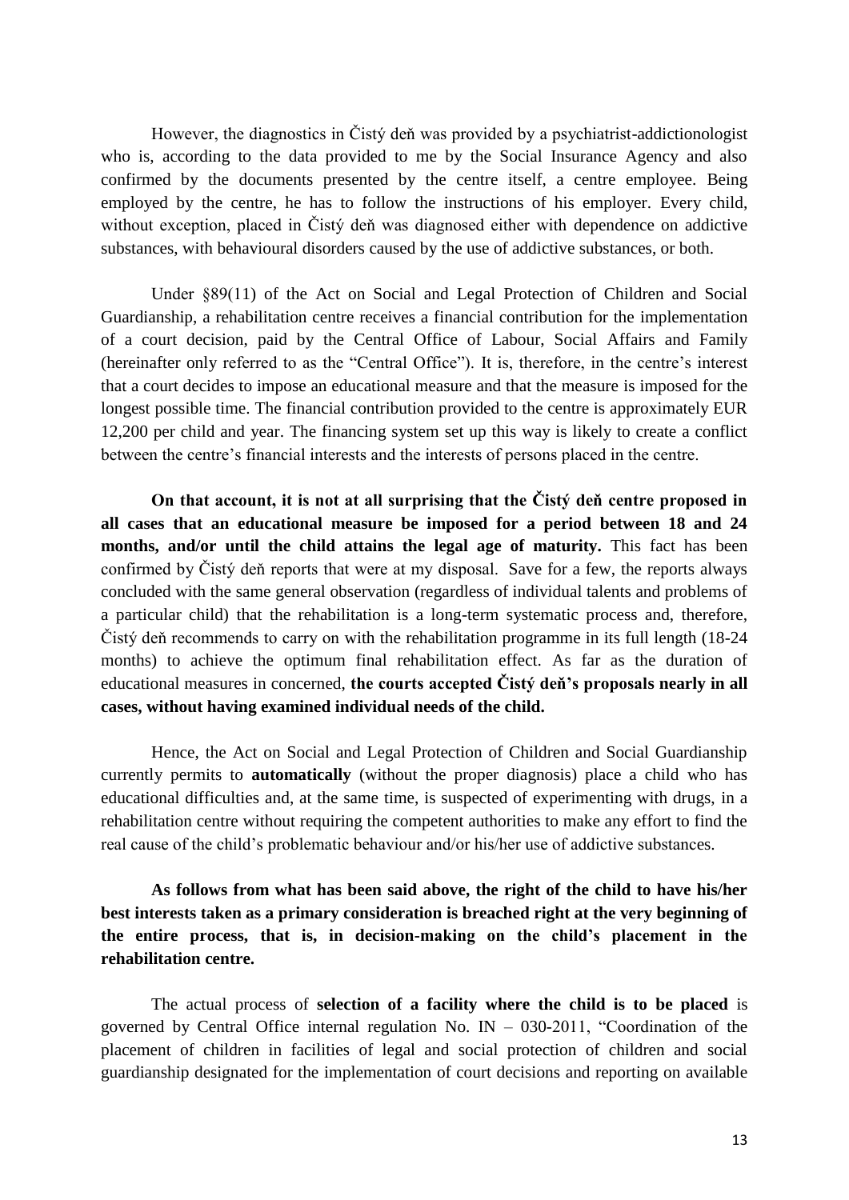However, the diagnostics in Čistý deň was provided by a psychiatrist-addictionologist who is, according to the data provided to me by the Social Insurance Agency and also confirmed by the documents presented by the centre itself, a centre employee. Being employed by the centre, he has to follow the instructions of his employer. Every child, without exception, placed in Čistý deň was diagnosed either with dependence on addictive substances, with behavioural disorders caused by the use of addictive substances, or both.

Under §89(11) of the Act on Social and Legal Protection of Children and Social Guardianship, a rehabilitation centre receives a financial contribution for the implementation of a court decision, paid by the Central Office of Labour, Social Affairs and Family (hereinafter only referred to as the "Central Office"). It is, therefore, in the centre's interest that a court decides to impose an educational measure and that the measure is imposed for the longest possible time. The financial contribution provided to the centre is approximately EUR 12,200 per child and year. The financing system set up this way is likely to create a conflict between the centre's financial interests and the interests of persons placed in the centre.

**On that account, it is not at all surprising that the Čistý deň centre proposed in all cases that an educational measure be imposed for a period between 18 and 24 months, and/or until the child attains the legal age of maturity.** This fact has been confirmed by Čistý deň reports that were at my disposal. Save for a few, the reports always concluded with the same general observation (regardless of individual talents and problems of a particular child) that the rehabilitation is a long-term systematic process and, therefore, Čistý deň recommends to carry on with the rehabilitation programme in its full length (18-24 months) to achieve the optimum final rehabilitation effect. As far as the duration of educational measures in concerned, **the courts accepted Čistý deň's proposals nearly in all cases, without having examined individual needs of the child.**

Hence, the Act on Social and Legal Protection of Children and Social Guardianship currently permits to **automatically** (without the proper diagnosis) place a child who has educational difficulties and, at the same time, is suspected of experimenting with drugs, in a rehabilitation centre without requiring the competent authorities to make any effort to find the real cause of the child's problematic behaviour and/or his/her use of addictive substances.

**As follows from what has been said above, the right of the child to have his/her best interests taken as a primary consideration is breached right at the very beginning of the entire process, that is, in decision-making on the child's placement in the rehabilitation centre.**

The actual process of **selection of a facility where the child is to be placed** is governed by Central Office internal regulation No. IN – 030-2011, "Coordination of the placement of children in facilities of legal and social protection of children and social guardianship designated for the implementation of court decisions and reporting on available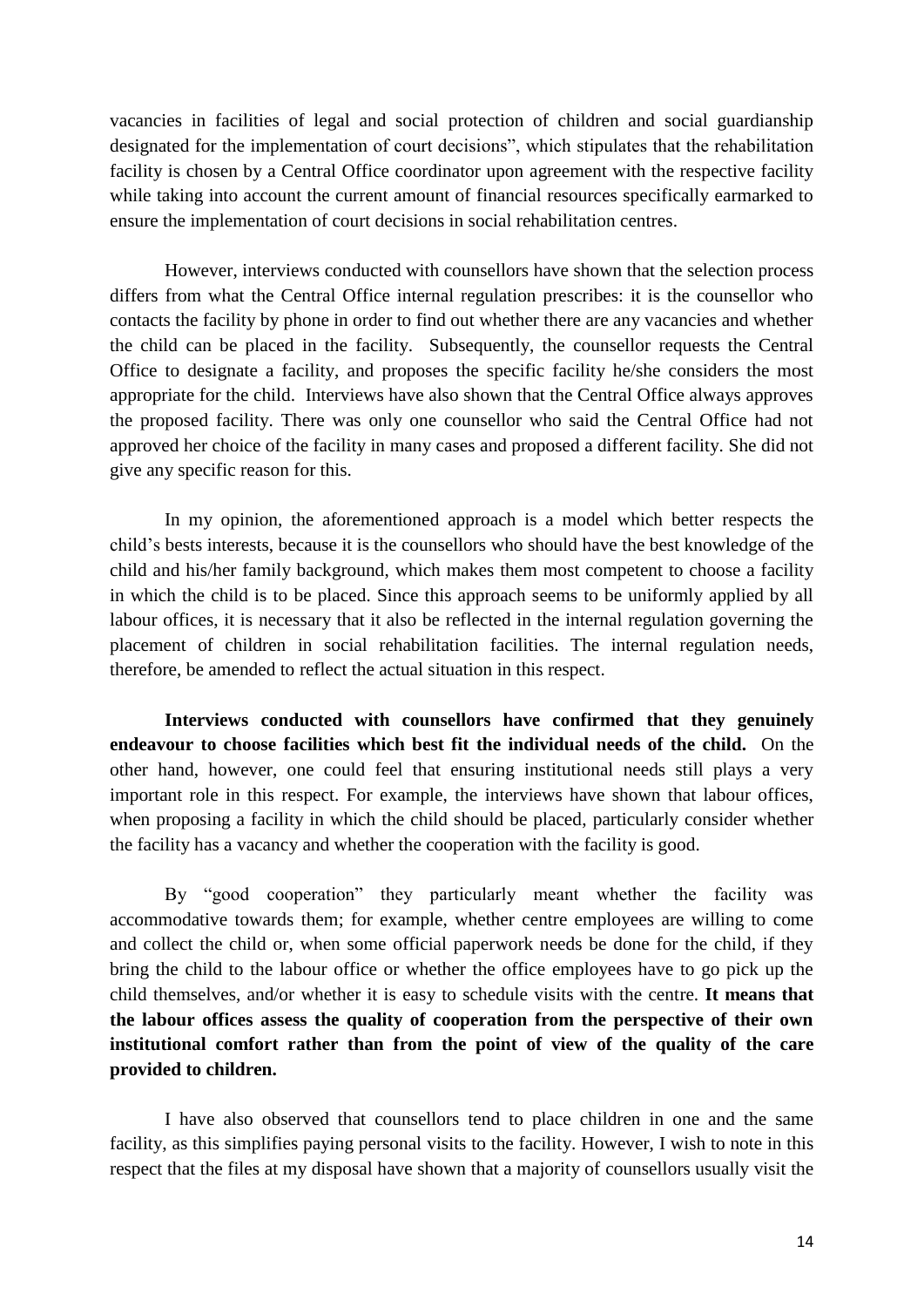vacancies in facilities of legal and social protection of children and social guardianship designated for the implementation of court decisions", which stipulates that the rehabilitation facility is chosen by a Central Office coordinator upon agreement with the respective facility while taking into account the current amount of financial resources specifically earmarked to ensure the implementation of court decisions in social rehabilitation centres.

However, interviews conducted with counsellors have shown that the selection process differs from what the Central Office internal regulation prescribes: it is the counsellor who contacts the facility by phone in order to find out whether there are any vacancies and whether the child can be placed in the facility. Subsequently, the counsellor requests the Central Office to designate a facility, and proposes the specific facility he/she considers the most appropriate for the child. Interviews have also shown that the Central Office always approves the proposed facility. There was only one counsellor who said the Central Office had not approved her choice of the facility in many cases and proposed a different facility. She did not give any specific reason for this.

In my opinion, the aforementioned approach is a model which better respects the child's bests interests, because it is the counsellors who should have the best knowledge of the child and his/her family background, which makes them most competent to choose a facility in which the child is to be placed. Since this approach seems to be uniformly applied by all labour offices, it is necessary that it also be reflected in the internal regulation governing the placement of children in social rehabilitation facilities. The internal regulation needs, therefore, be amended to reflect the actual situation in this respect.

**Interviews conducted with counsellors have confirmed that they genuinely endeavour to choose facilities which best fit the individual needs of the child.** On the other hand, however, one could feel that ensuring institutional needs still plays a very important role in this respect. For example, the interviews have shown that labour offices, when proposing a facility in which the child should be placed, particularly consider whether the facility has a vacancy and whether the cooperation with the facility is good.

By "good cooperation" they particularly meant whether the facility was accommodative towards them; for example, whether centre employees are willing to come and collect the child or, when some official paperwork needs be done for the child, if they bring the child to the labour office or whether the office employees have to go pick up the child themselves, and/or whether it is easy to schedule visits with the centre. **It means that the labour offices assess the quality of cooperation from the perspective of their own institutional comfort rather than from the point of view of the quality of the care provided to children.**

I have also observed that counsellors tend to place children in one and the same facility, as this simplifies paying personal visits to the facility. However, I wish to note in this respect that the files at my disposal have shown that a majority of counsellors usually visit the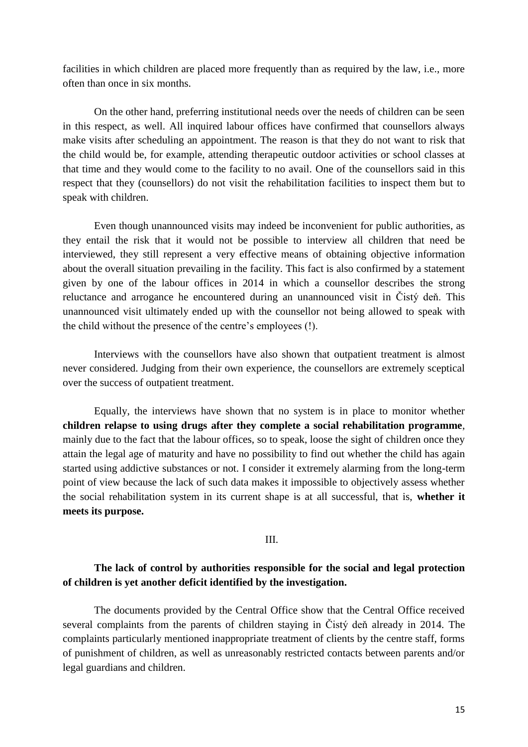facilities in which children are placed more frequently than as required by the law, i.e., more often than once in six months.

On the other hand, preferring institutional needs over the needs of children can be seen in this respect, as well. All inquired labour offices have confirmed that counsellors always make visits after scheduling an appointment. The reason is that they do not want to risk that the child would be, for example, attending therapeutic outdoor activities or school classes at that time and they would come to the facility to no avail. One of the counsellors said in this respect that they (counsellors) do not visit the rehabilitation facilities to inspect them but to speak with children.

Even though unannounced visits may indeed be inconvenient for public authorities, as they entail the risk that it would not be possible to interview all children that need be interviewed, they still represent a very effective means of obtaining objective information about the overall situation prevailing in the facility. This fact is also confirmed by a statement given by one of the labour offices in 2014 in which a counsellor describes the strong reluctance and arrogance he encountered during an unannounced visit in Čistý deň. This unannounced visit ultimately ended up with the counsellor not being allowed to speak with the child without the presence of the centre's employees (!).

Interviews with the counsellors have also shown that outpatient treatment is almost never considered. Judging from their own experience, the counsellors are extremely sceptical over the success of outpatient treatment.

Equally, the interviews have shown that no system is in place to monitor whether **children relapse to using drugs after they complete a social rehabilitation programme**, mainly due to the fact that the labour offices, so to speak, loose the sight of children once they attain the legal age of maturity and have no possibility to find out whether the child has again started using addictive substances or not. I consider it extremely alarming from the long-term point of view because the lack of such data makes it impossible to objectively assess whether the social rehabilitation system in its current shape is at all successful, that is, **whether it meets its purpose.**

III.

**The lack of control by authorities responsible for the social and legal protection of children is yet another deficit identified by the investigation.**

The documents provided by the Central Office show that the Central Office received several complaints from the parents of children staying in Čistý deň already in 2014. The complaints particularly mentioned inappropriate treatment of clients by the centre staff, forms of punishment of children, as well as unreasonably restricted contacts between parents and/or legal guardians and children.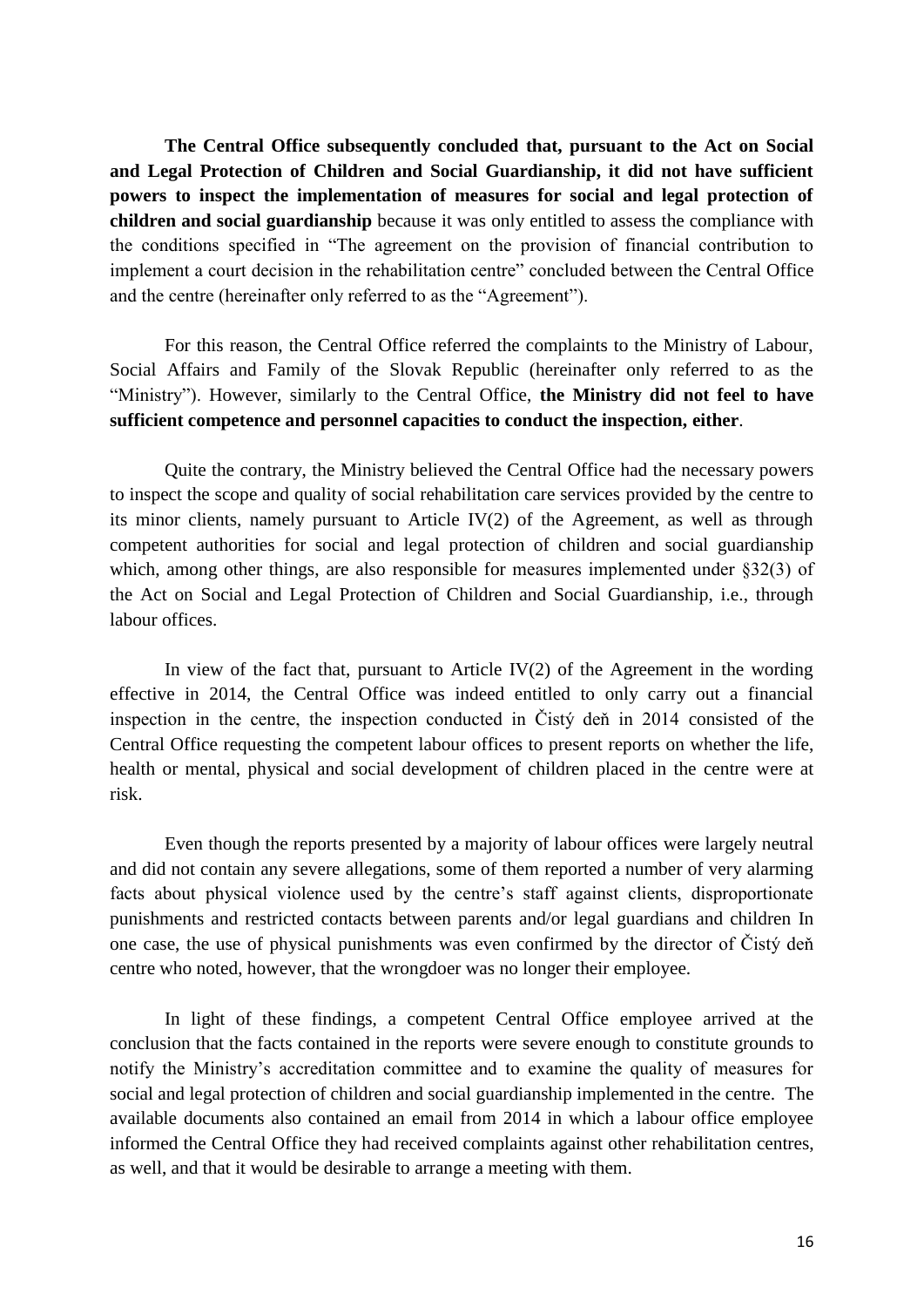**The Central Office subsequently concluded that, pursuant to the Act on Social and Legal Protection of Children and Social Guardianship, it did not have sufficient powers to inspect the implementation of measures for social and legal protection of children and social guardianship** because it was only entitled to assess the compliance with the conditions specified in "The agreement on the provision of financial contribution to implement a court decision in the rehabilitation centre" concluded between the Central Office and the centre (hereinafter only referred to as the "Agreement").

For this reason, the Central Office referred the complaints to the Ministry of Labour, Social Affairs and Family of the Slovak Republic (hereinafter only referred to as the "Ministry"). However, similarly to the Central Office, **the Ministry did not feel to have sufficient competence and personnel capacities to conduct the inspection, either**.

Quite the contrary, the Ministry believed the Central Office had the necessary powers to inspect the scope and quality of social rehabilitation care services provided by the centre to its minor clients, namely pursuant to Article IV(2) of the Agreement, as well as through competent authorities for social and legal protection of children and social guardianship which, among other things, are also responsible for measures implemented under §32(3) of the Act on Social and Legal Protection of Children and Social Guardianship, i.e., through labour offices.

In view of the fact that, pursuant to Article IV(2) of the Agreement in the wording effective in 2014, the Central Office was indeed entitled to only carry out a financial inspection in the centre, the inspection conducted in Čistý deň in 2014 consisted of the Central Office requesting the competent labour offices to present reports on whether the life, health or mental, physical and social development of children placed in the centre were at risk.

Even though the reports presented by a majority of labour offices were largely neutral and did not contain any severe allegations, some of them reported a number of very alarming facts about physical violence used by the centre's staff against clients, disproportionate punishments and restricted contacts between parents and/or legal guardians and children In one case, the use of physical punishments was even confirmed by the director of Čistý deň centre who noted, however, that the wrongdoer was no longer their employee.

In light of these findings, a competent Central Office employee arrived at the conclusion that the facts contained in the reports were severe enough to constitute grounds to notify the Ministry's accreditation committee and to examine the quality of measures for social and legal protection of children and social guardianship implemented in the centre. The available documents also contained an email from 2014 in which a labour office employee informed the Central Office they had received complaints against other rehabilitation centres, as well, and that it would be desirable to arrange a meeting with them.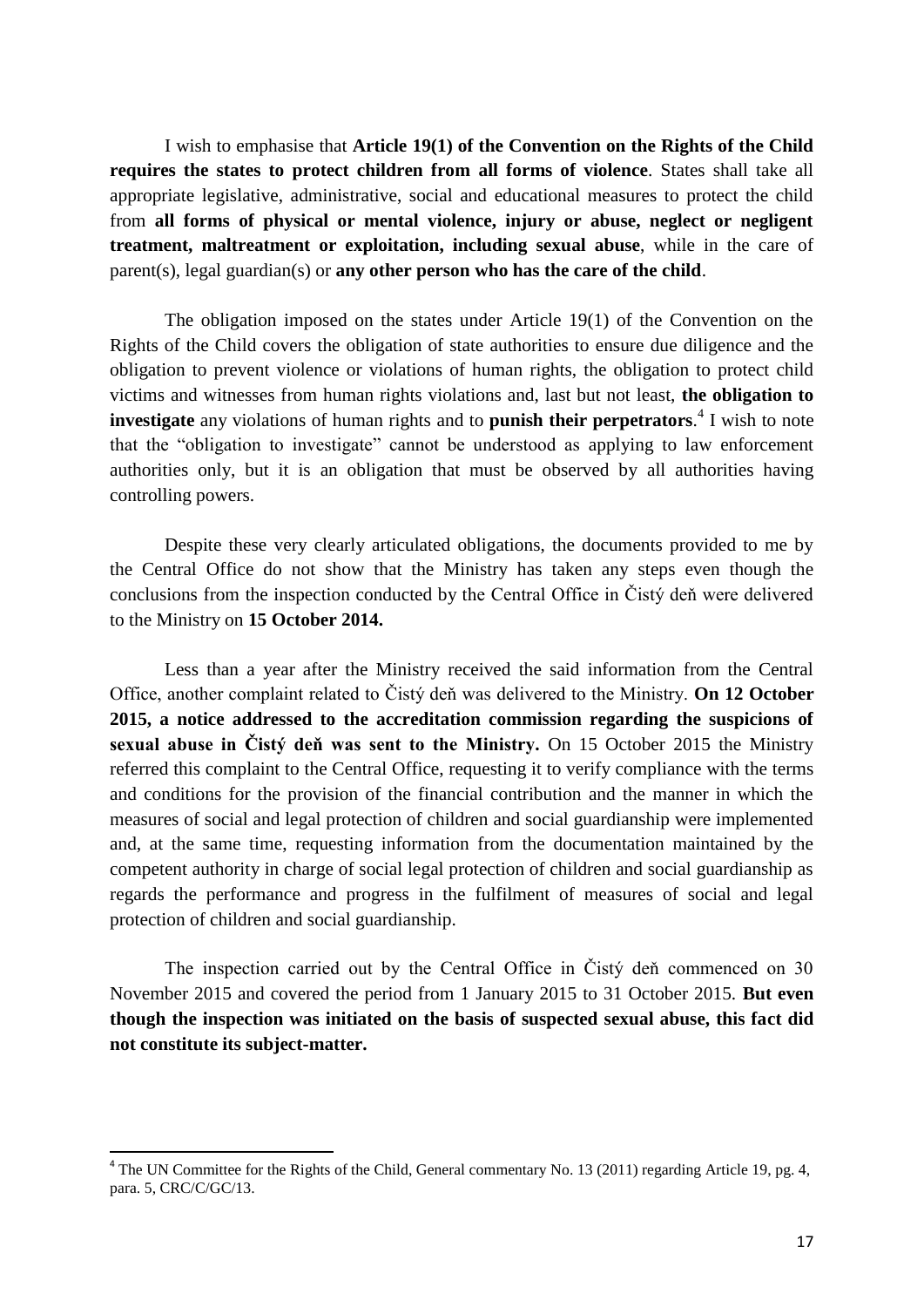I wish to emphasise that **Article 19(1) of the Convention on the Rights of the Child requires the states to protect children from all forms of violence**. States shall take all appropriate legislative, administrative, social and educational measures to protect the child from **all forms of physical or mental violence, injury or abuse, neglect or negligent treatment, maltreatment or exploitation, including sexual abuse**, while in the care of parent(s), legal guardian(s) or **any other person who has the care of the child**.

The obligation imposed on the states under Article 19(1) of the Convention on the Rights of the Child covers the obligation of state authorities to ensure due diligence and the obligation to prevent violence or violations of human rights, the obligation to protect child victims and witnesses from human rights violations and, last but not least, **the obligation to investigate** any violations of human rights and to **punish their perpetrators**.[4] I wish to note that the "obligation to investigate" cannot be understood as applying to law enforcement authorities only, but it is an obligation that must be observed by all authorities having controlling powers.

Despite these very clearly articulated obligations, the documents provided to me by the Central Office do not show that the Ministry has taken any steps even though the conclusions from the inspection conducted by the Central Office in Čistý deň were delivered to the Ministry on **15 October 2014.**

Less than a year after the Ministry received the said information from the Central Office, another complaint related to Čistý deň was delivered to the Ministry. **On 12 October 2015, a notice addressed to the accreditation commission regarding the suspicions of sexual abuse in Čistý deň was sent to the Ministry.** On 15 October 2015 the Ministry referred this complaint to the Central Office, requesting it to verify compliance with the terms and conditions for the provision of the financial contribution and the manner in which the measures of social and legal protection of children and social guardianship were implemented and, at the same time, requesting information from the documentation maintained by the competent authority in charge of social legal protection of children and social guardianship as regards the performance and progress in the fulfilment of measures of social and legal protection of children and social guardianship.

The inspection carried out by the Central Office in Čistý deň commenced on 30 November 2015 and covered the period from 1 January 2015 to 31 October 2015. **But even though the inspection was initiated on the basis of suspected sexual abuse, this fact did not constitute its subject-matter.**

---

[4] The UN Committee for the Rights of the Child, General commentary No. 13 (2011) regarding Article 19, pg. 4, para. 5, CRC/C/GC/13.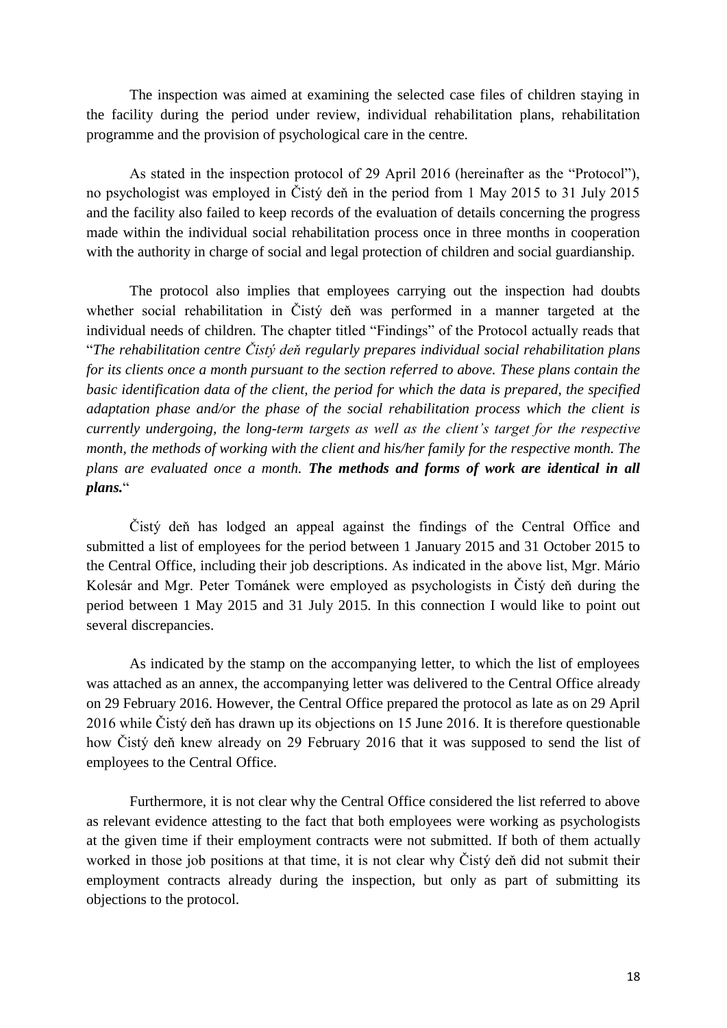The inspection was aimed at examining the selected case files of children staying in the facility during the period under review, individual rehabilitation plans, rehabilitation programme and the provision of psychological care in the centre.

As stated in the inspection protocol of 29 April 2016 (hereinafter as the "Protocol"), no psychologist was employed in Čistý deň in the period from 1 May 2015 to 31 July 2015 and the facility also failed to keep records of the evaluation of details concerning the progress made within the individual social rehabilitation process once in three months in cooperation with the authority in charge of social and legal protection of children and social guardianship.

The protocol also implies that employees carrying out the inspection had doubts whether social rehabilitation in Čistý deň was performed in a manner targeted at the individual needs of children. The chapter titled "Findings" of the Protocol actually reads that "*The rehabilitation centre Čistý deň regularly prepares individual social rehabilitation plans for its clients once a month pursuant to the section referred to above. These plans contain the basic identification data of the client, the period for which the data is prepared, the specified adaptation phase and/or the phase of the social rehabilitation process which the client is currently undergoing, the long-term targets as well as the client's target for the respective month, the methods of working with the client and his/her family for the respective month. The plans are evaluated once a month.* ***The methods and forms of work are identical in all plans.***"

Čistý deň has lodged an appeal against the findings of the Central Office and submitted a list of employees for the period between 1 January 2015 and 31 October 2015 to the Central Office, including their job descriptions. As indicated in the above list, Mgr. Mário Kolesár and Mgr. Peter Tománek were employed as psychologists in Čistý deň during the period between 1 May 2015 and 31 July 2015. In this connection I would like to point out several discrepancies.

As indicated by the stamp on the accompanying letter, to which the list of employees was attached as an annex, the accompanying letter was delivered to the Central Office already on 29 February 2016. However, the Central Office prepared the protocol as late as on 29 April 2016 while Čistý deň has drawn up its objections on 15 June 2016. It is therefore questionable how Čistý deň knew already on 29 February 2016 that it was supposed to send the list of employees to the Central Office.

Furthermore, it is not clear why the Central Office considered the list referred to above as relevant evidence attesting to the fact that both employees were working as psychologists at the given time if their employment contracts were not submitted. If both of them actually worked in those job positions at that time, it is not clear why Čistý deň did not submit their employment contracts already during the inspection, but only as part of submitting its objections to the protocol.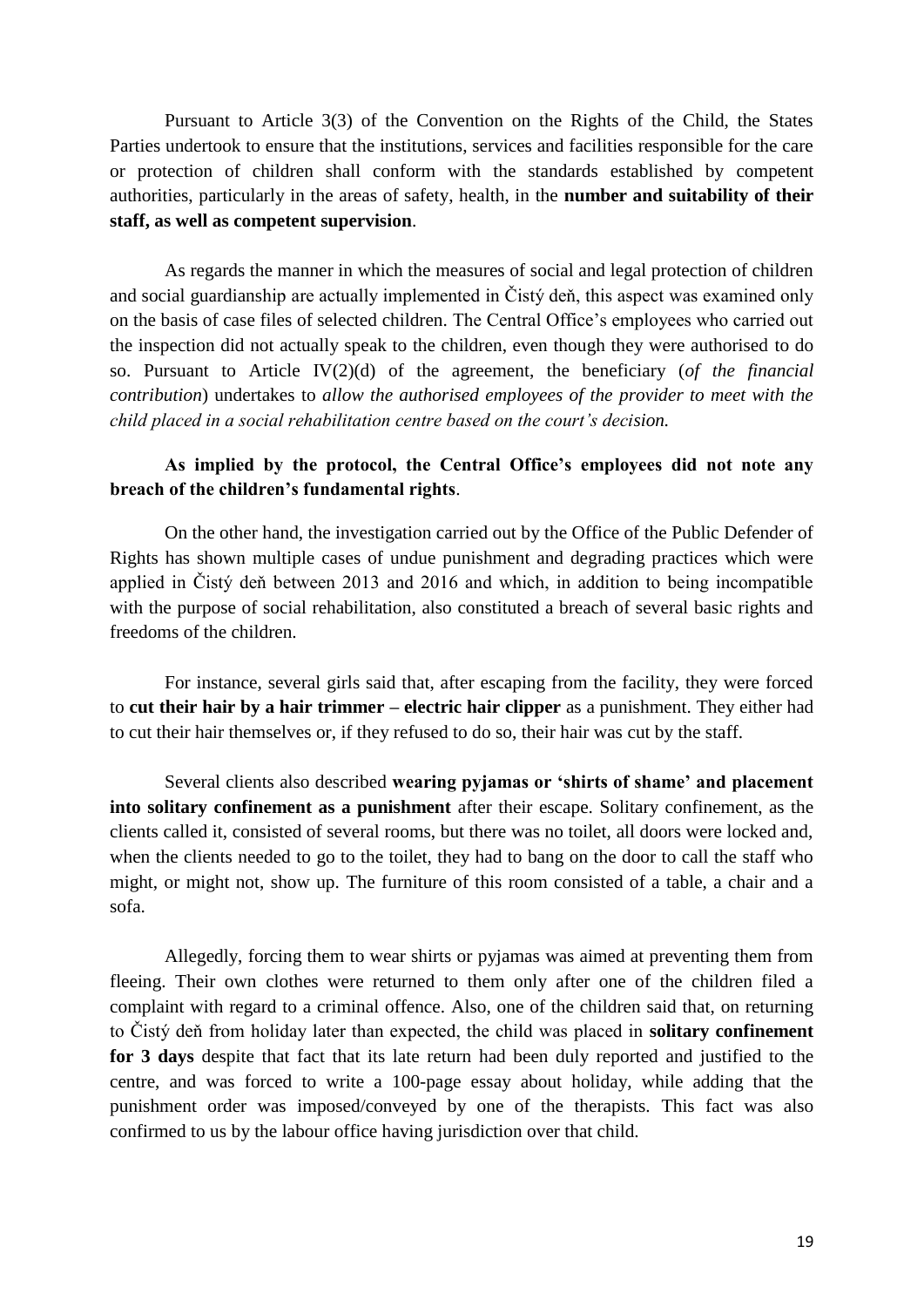Pursuant to Article 3(3) of the Convention on the Rights of the Child, the States Parties undertook to ensure that the institutions, services and facilities responsible for the care or protection of children shall conform with the standards established by competent authorities, particularly in the areas of safety, health, in the **number and suitability of their staff, as well as competent supervision**.

As regards the manner in which the measures of social and legal protection of children and social guardianship are actually implemented in Čistý deň, this aspect was examined only on the basis of case files of selected children. The Central Office's employees who carried out the inspection did not actually speak to the children, even though they were authorised to do so. Pursuant to Article IV(2)(d) of the agreement, the beneficiary (*of the financial contribution*) undertakes to *allow the authorised employees of the provider to meet with the child placed in a social rehabilitation centre based on the court's decision.*

**As implied by the protocol, the Central Office's employees did not note any breach of the children's fundamental rights**.

On the other hand, the investigation carried out by the Office of the Public Defender of Rights has shown multiple cases of undue punishment and degrading practices which were applied in Čistý deň between 2013 and 2016 and which, in addition to being incompatible with the purpose of social rehabilitation, also constituted a breach of several basic rights and freedoms of the children.

For instance, several girls said that, after escaping from the facility, they were forced to **cut their hair by a hair trimmer – electric hair clipper** as a punishment. They either had to cut their hair themselves or, if they refused to do so, their hair was cut by the staff.

Several clients also described **wearing pyjamas or 'shirts of shame' and placement into solitary confinement as a punishment** after their escape. Solitary confinement, as the clients called it, consisted of several rooms, but there was no toilet, all doors were locked and, when the clients needed to go to the toilet, they had to bang on the door to call the staff who might, or might not, show up. The furniture of this room consisted of a table, a chair and a sofa.

Allegedly, forcing them to wear shirts or pyjamas was aimed at preventing them from fleeing. Their own clothes were returned to them only after one of the children filed a complaint with regard to a criminal offence. Also, one of the children said that, on returning to Čistý deň from holiday later than expected, the child was placed in **solitary confinement for 3 days** despite that fact that its late return had been duly reported and justified to the centre, and was forced to write a 100-page essay about holiday, while adding that the punishment order was imposed/conveyed by one of the therapists. This fact was also confirmed to us by the labour office having jurisdiction over that child.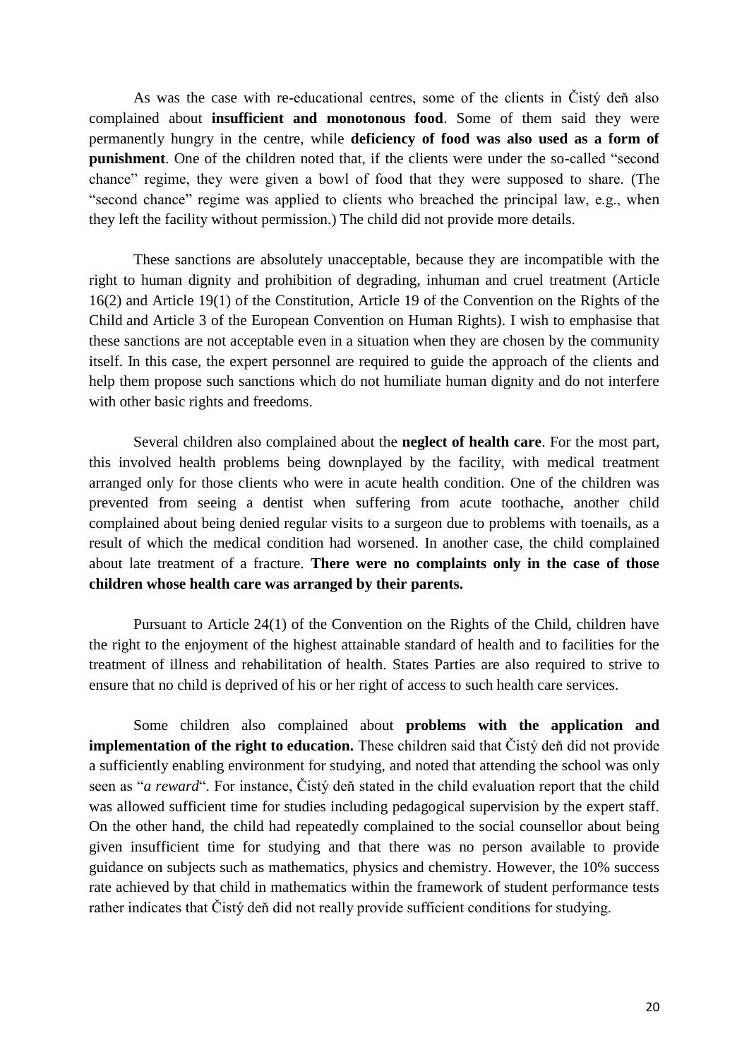As was the case with re-educational centres, some of the clients in Čistý deň also complained about **insufficient and monotonous food**. Some of them said they were permanently hungry in the centre, while **deficiency of food was also used as a form of punishment**. One of the children noted that, if the clients were under the so-called "second chance" regime, they were given a bowl of food that they were supposed to share. (The "second chance" regime was applied to clients who breached the principal law, e.g., when they left the facility without permission.) The child did not provide more details.

These sanctions are absolutely unacceptable, because they are incompatible with the right to human dignity and prohibition of degrading, inhuman and cruel treatment (Article 16(2) and Article 19(1) of the Constitution, Article 19 of the Convention on the Rights of the Child and Article 3 of the European Convention on Human Rights). I wish to emphasise that these sanctions are not acceptable even in a situation when they are chosen by the community itself. In this case, the expert personnel are required to guide the approach of the clients and help them propose such sanctions which do not humiliate human dignity and do not interfere with other basic rights and freedoms.

Several children also complained about the **neglect of health care**. For the most part, this involved health problems being downplayed by the facility, with medical treatment arranged only for those clients who were in acute health condition. One of the children was prevented from seeing a dentist when suffering from acute toothache, another child complained about being denied regular visits to a surgeon due to problems with toenails, as a result of which the medical condition had worsened. In another case, the child complained about late treatment of a fracture. **There were no complaints only in the case of those children whose health care was arranged by their parents.**

Pursuant to Article 24(1) of the Convention on the Rights of the Child, children have the right to the enjoyment of the highest attainable standard of health and to facilities for the treatment of illness and rehabilitation of health. States Parties are also required to strive to ensure that no child is deprived of his or her right of access to such health care services.

Some children also complained about **problems with the application and implementation of the right to education.** These children said that Čistý deň did not provide a sufficiently enabling environment for studying, and noted that attending the school was only seen as "*a reward*". For instance, Čistý deň stated in the child evaluation report that the child was allowed sufficient time for studies including pedagogical supervision by the expert staff. On the other hand, the child had repeatedly complained to the social counsellor about being given insufficient time for studying and that there was no person available to provide guidance on subjects such as mathematics, physics and chemistry. However, the 10% success rate achieved by that child in mathematics within the framework of student performance tests rather indicates that Čistý deň did not really provide sufficient conditions for studying.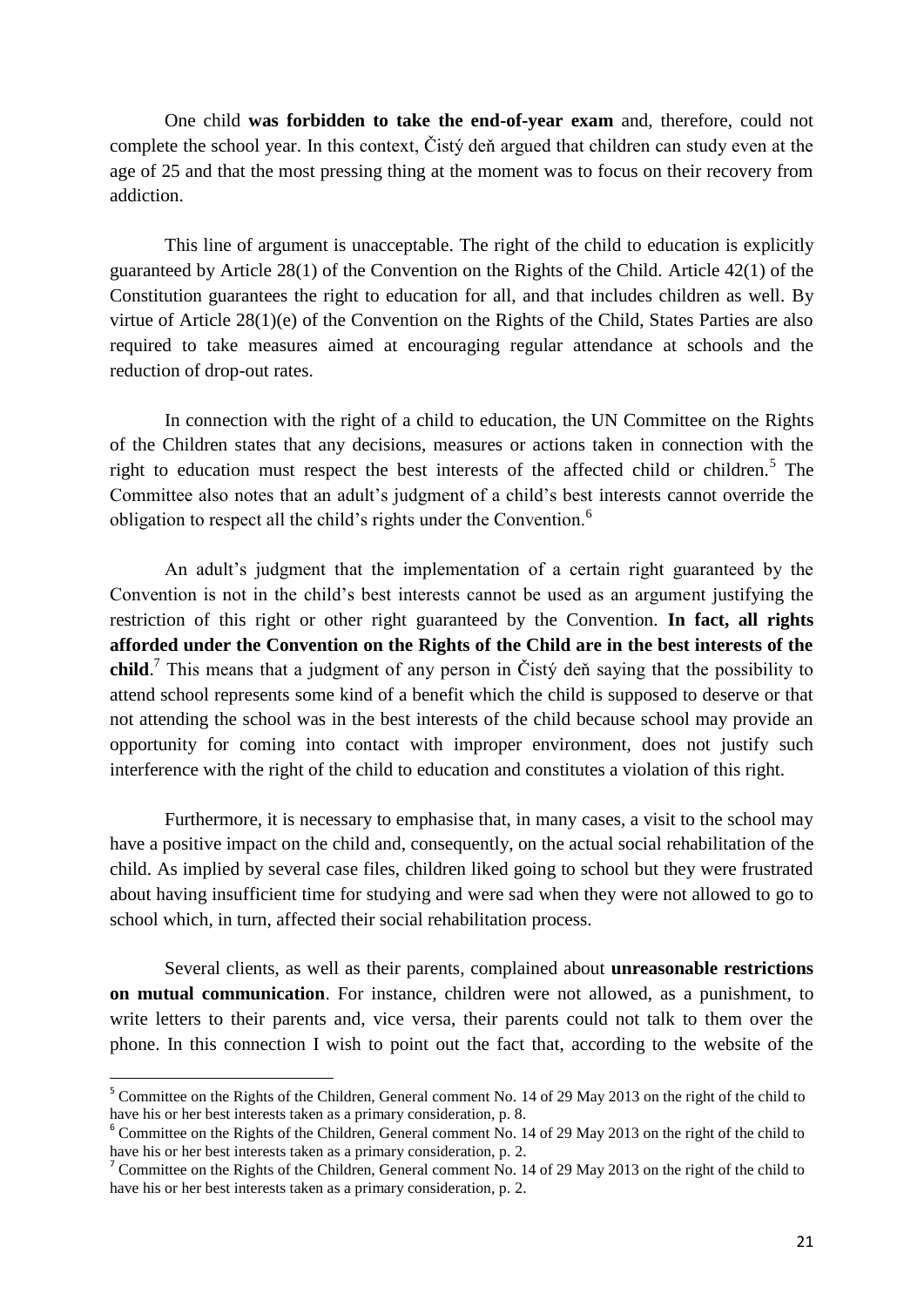One child **was forbidden to take the end-of-year exam** and, therefore, could not complete the school year. In this context, Čistý deň argued that children can study even at the age of 25 and that the most pressing thing at the moment was to focus on their recovery from addiction.

This line of argument is unacceptable. The right of the child to education is explicitly guaranteed by Article 28(1) of the Convention on the Rights of the Child. Article 42(1) of the Constitution guarantees the right to education for all, and that includes children as well. By virtue of Article 28(1)(e) of the Convention on the Rights of the Child, States Parties are also required to take measures aimed at encouraging regular attendance at schools and the reduction of drop-out rates.

In connection with the right of a child to education, the UN Committee on the Rights of the Children states that any decisions, measures or actions taken in connection with the right to education must respect the best interests of the affected child or children.[5] The Committee also notes that an adult's judgment of a child's best interests cannot override the obligation to respect all the child's rights under the Convention.[6]

An adult's judgment that the implementation of a certain right guaranteed by the Convention is not in the child's best interests cannot be used as an argument justifying the restriction of this right or other right guaranteed by the Convention. **In fact, all rights afforded under the Convention on the Rights of the Child are in the best interests of the child**.[7] This means that a judgment of any person in Čistý deň saying that the possibility to attend school represents some kind of a benefit which the child is supposed to deserve or that not attending the school was in the best interests of the child because school may provide an opportunity for coming into contact with improper environment, does not justify such interference with the right of the child to education and constitutes a violation of this right.

Furthermore, it is necessary to emphasise that, in many cases, a visit to the school may have a positive impact on the child and, consequently, on the actual social rehabilitation of the child. As implied by several case files, children liked going to school but they were frustrated about having insufficient time for studying and were sad when they were not allowed to go to school which, in turn, affected their social rehabilitation process.

Several clients, as well as their parents, complained about **unreasonable restrictions on mutual communication**. For instance, children were not allowed, as a punishment, to write letters to their parents and, vice versa, their parents could not talk to them over the phone. In this connection I wish to point out the fact that, according to the website of the

---

[5] Committee on the Rights of the Children, General comment No. 14 of 29 May 2013 on the right of the child to have his or her best interests taken as a primary consideration, p. 8.

[6] Committee on the Rights of the Children, General comment No. 14 of 29 May 2013 on the right of the child to have his or her best interests taken as a primary consideration, p. 2.

[7] Committee on the Rights of the Children, General comment No. 14 of 29 May 2013 on the right of the child to have his or her best interests taken as a primary consideration, p. 2.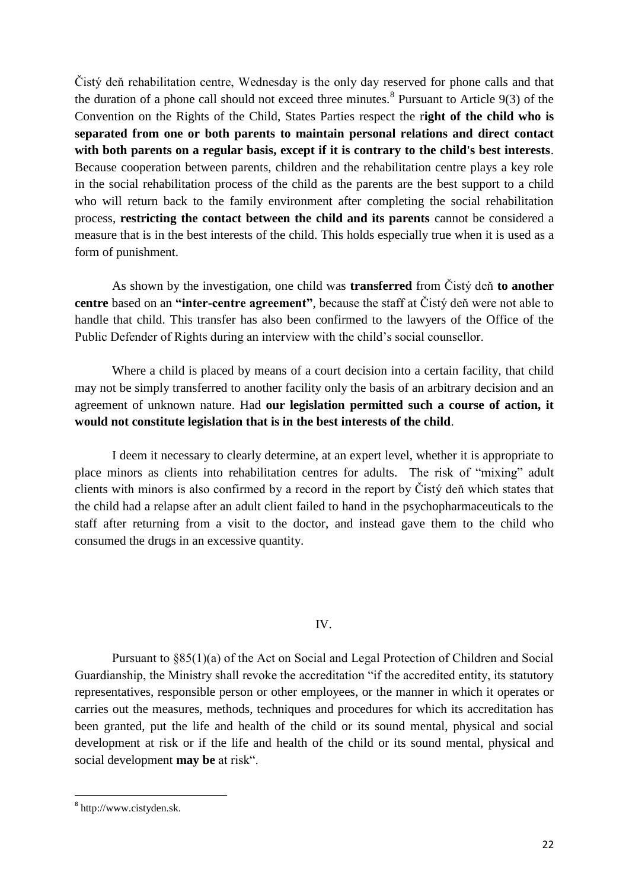Čistý deň rehabilitation centre, Wednesday is the only day reserved for phone calls and that the duration of a phone call should not exceed three minutes.[8] Pursuant to Article 9(3) of the Convention on the Rights of the Child, States Parties respect the r**ight of the child who is separated from one or both parents to maintain personal relations and direct contact with both parents on a regular basis, except if it is contrary to the child's best interests**. Because cooperation between parents, children and the rehabilitation centre plays a key role in the social rehabilitation process of the child as the parents are the best support to a child who will return back to the family environment after completing the social rehabilitation process, **restricting the contact between the child and its parents** cannot be considered a measure that is in the best interests of the child. This holds especially true when it is used as a form of punishment.

As shown by the investigation, one child was **transferred** from Čistý deň **to another centre** based on an **"inter-centre agreement"**, because the staff at Čistý deň were not able to handle that child. This transfer has also been confirmed to the lawyers of the Office of the Public Defender of Rights during an interview with the child's social counsellor.

Where a child is placed by means of a court decision into a certain facility, that child may not be simply transferred to another facility only the basis of an arbitrary decision and an agreement of unknown nature. Had **our legislation permitted such a course of action, it would not constitute legislation that is in the best interests of the child**.

I deem it necessary to clearly determine, at an expert level, whether it is appropriate to place minors as clients into rehabilitation centres for adults. The risk of "mixing" adult clients with minors is also confirmed by a record in the report by Čistý deň which states that the child had a relapse after an adult client failed to hand in the psychopharmaceuticals to the staff after returning from a visit to the doctor, and instead gave them to the child who consumed the drugs in an excessive quantity.

## IV.

Pursuant to §85(1)(a) of the Act on Social and Legal Protection of Children and Social Guardianship, the Ministry shall revoke the accreditation "if the accredited entity, its statutory representatives, responsible person or other employees, or the manner in which it operates or carries out the measures, methods, techniques and procedures for which its accreditation has been granted, put the life and health of the child or its sound mental, physical and social development at risk or if the life and health of the child or its sound mental, physical and social development **may be** at risk".

---

[8] http://www.cistyden.sk.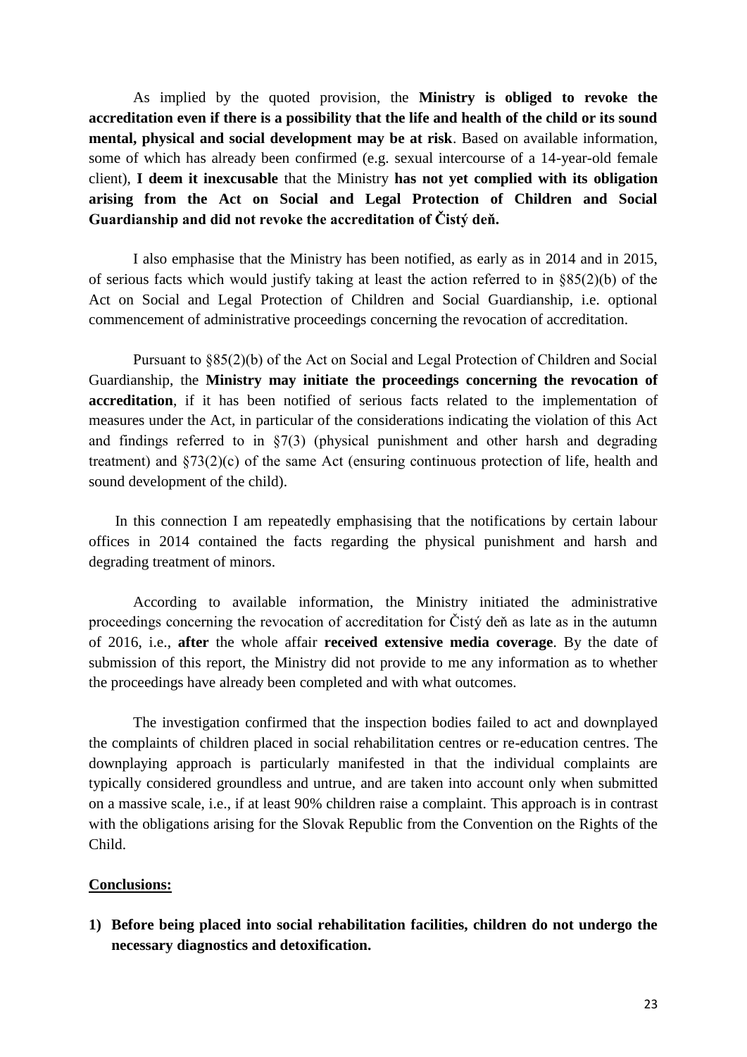As implied by the quoted provision, the **Ministry is obliged to revoke the accreditation even if there is a possibility that the life and health of the child or its sound mental, physical and social development may be at risk**. Based on available information, some of which has already been confirmed (e.g. sexual intercourse of a 14-year-old female client), **I deem it inexcusable** that the Ministry **has not yet complied with its obligation arising from the Act on Social and Legal Protection of Children and Social Guardianship and did not revoke the accreditation of Čistý deň.**

I also emphasise that the Ministry has been notified, as early as in 2014 and in 2015, of serious facts which would justify taking at least the action referred to in §85(2)(b) of the Act on Social and Legal Protection of Children and Social Guardianship, i.e. optional commencement of administrative proceedings concerning the revocation of accreditation.

Pursuant to §85(2)(b) of the Act on Social and Legal Protection of Children and Social Guardianship, the **Ministry may initiate the proceedings concerning the revocation of accreditation**, if it has been notified of serious facts related to the implementation of measures under the Act, in particular of the considerations indicating the violation of this Act and findings referred to in §7(3) (physical punishment and other harsh and degrading treatment) and §73(2)(c) of the same Act (ensuring continuous protection of life, health and sound development of the child).

In this connection I am repeatedly emphasising that the notifications by certain labour offices in 2014 contained the facts regarding the physical punishment and harsh and degrading treatment of minors.

According to available information, the Ministry initiated the administrative proceedings concerning the revocation of accreditation for Čistý deň as late as in the autumn of 2016, i.e., **after** the whole affair **received extensive media coverage**. By the date of submission of this report, the Ministry did not provide to me any information as to whether the proceedings have already been completed and with what outcomes.

The investigation confirmed that the inspection bodies failed to act and downplayed the complaints of children placed in social rehabilitation centres or re-education centres. The downplaying approach is particularly manifested in that the individual complaints are typically considered groundless and untrue, and are taken into account only when submitted on a massive scale, i.e., if at least 90% children raise a complaint. This approach is in contrast with the obligations arising for the Slovak Republic from the Convention on the Rights of the Child.

**Conclusions:**

1) **Before being placed into social rehabilitation facilities, children do not undergo the necessary diagnostics and detoxification.**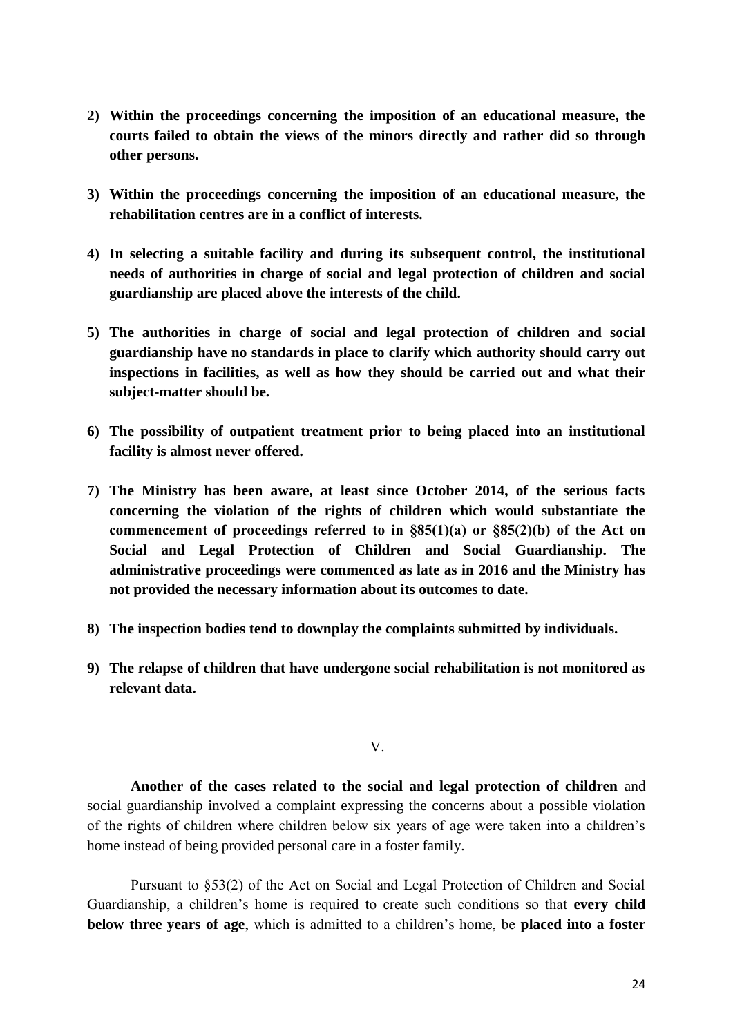2) **Within the proceedings concerning the imposition of an educational measure, the courts failed to obtain the views of the minors directly and rather did so through other persons.**

3) **Within the proceedings concerning the imposition of an educational measure, the rehabilitation centres are in a conflict of interests.**

4) **In selecting a suitable facility and during its subsequent control, the institutional needs of authorities in charge of social and legal protection of children and social guardianship are placed above the interests of the child.**

5) **The authorities in charge of social and legal protection of children and social guardianship have no standards in place to clarify which authority should carry out inspections in facilities, as well as how they should be carried out and what their subject-matter should be.**

6) **The possibility of outpatient treatment prior to being placed into an institutional facility is almost never offered.**

7) **The Ministry has been aware, at least since October 2014, of the serious facts concerning the violation of the rights of children which would substantiate the commencement of proceedings referred to in §85(1)(a) or §85(2)(b) of the Act on Social and Legal Protection of Children and Social Guardianship. The administrative proceedings were commenced as late as in 2016 and the Ministry has not provided the necessary information about its outcomes to date.**

8) **The inspection bodies tend to downplay the complaints submitted by individuals.**

9) **The relapse of children that have undergone social rehabilitation is not monitored as relevant data.**

V.

**Another of the cases related to the social and legal protection of children** and social guardianship involved a complaint expressing the concerns about a possible violation of the rights of children where children below six years of age were taken into a children's home instead of being provided personal care in a foster family.

Pursuant to §53(2) of the Act on Social and Legal Protection of Children and Social Guardianship, a children's home is required to create such conditions so that **every child below three years of age**, which is admitted to a children's home, be **placed into a foster**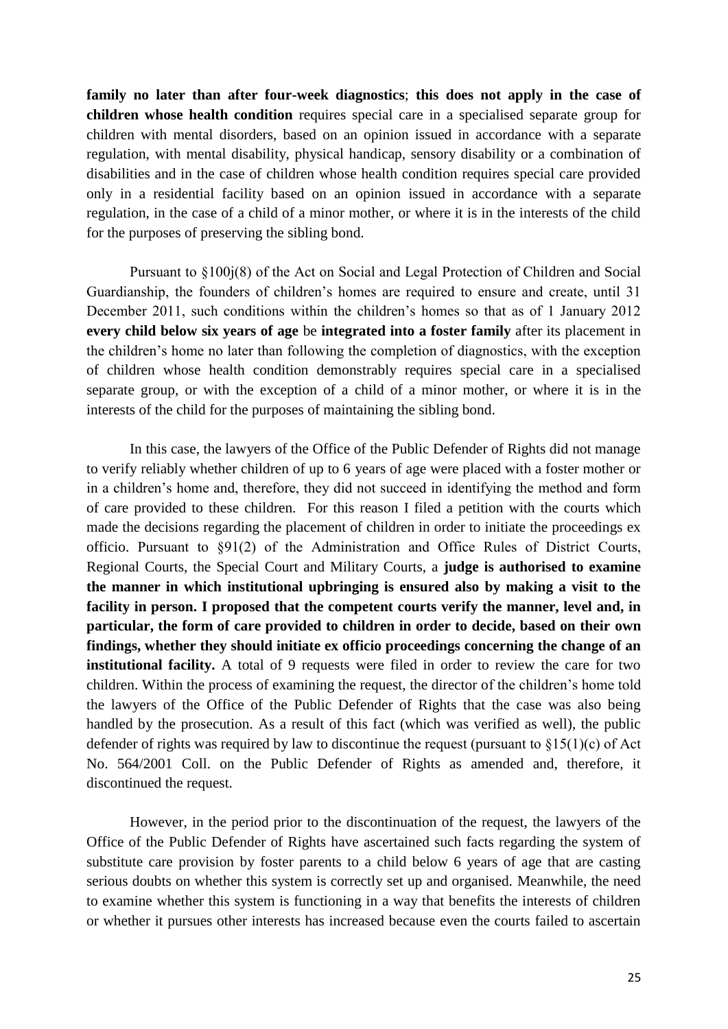**family no later than after four-week diagnostics**; **this does not apply in the case of children whose health condition** requires special care in a specialised separate group for children with mental disorders, based on an opinion issued in accordance with a separate regulation, with mental disability, physical handicap, sensory disability or a combination of disabilities and in the case of children whose health condition requires special care provided only in a residential facility based on an opinion issued in accordance with a separate regulation, in the case of a child of a minor mother, or where it is in the interests of the child for the purposes of preserving the sibling bond.

Pursuant to §100j(8) of the Act on Social and Legal Protection of Children and Social Guardianship, the founders of children's homes are required to ensure and create, until 31 December 2011, such conditions within the children's homes so that as of 1 January 2012 **every child below six years of age** be **integrated into a foster family** after its placement in the children's home no later than following the completion of diagnostics, with the exception of children whose health condition demonstrably requires special care in a specialised separate group, or with the exception of a child of a minor mother, or where it is in the interests of the child for the purposes of maintaining the sibling bond.

In this case, the lawyers of the Office of the Public Defender of Rights did not manage to verify reliably whether children of up to 6 years of age were placed with a foster mother or in a children's home and, therefore, they did not succeed in identifying the method and form of care provided to these children. For this reason I filed a petition with the courts which made the decisions regarding the placement of children in order to initiate the proceedings ex officio. Pursuant to §91(2) of the Administration and Office Rules of District Courts, Regional Courts, the Special Court and Military Courts, a **judge is authorised to examine the manner in which institutional upbringing is ensured also by making a visit to the facility in person. I proposed that the competent courts verify the manner, level and, in particular, the form of care provided to children in order to decide, based on their own findings, whether they should initiate ex officio proceedings concerning the change of an institutional facility.** A total of 9 requests were filed in order to review the care for two children. Within the process of examining the request, the director of the children's home told the lawyers of the Office of the Public Defender of Rights that the case was also being handled by the prosecution. As a result of this fact (which was verified as well), the public defender of rights was required by law to discontinue the request (pursuant to §15(1)(c) of Act No. 564/2001 Coll. on the Public Defender of Rights as amended and, therefore, it discontinued the request.

However, in the period prior to the discontinuation of the request, the lawyers of the Office of the Public Defender of Rights have ascertained such facts regarding the system of substitute care provision by foster parents to a child below 6 years of age that are casting serious doubts on whether this system is correctly set up and organised. Meanwhile, the need to examine whether this system is functioning in a way that benefits the interests of children or whether it pursues other interests has increased because even the courts failed to ascertain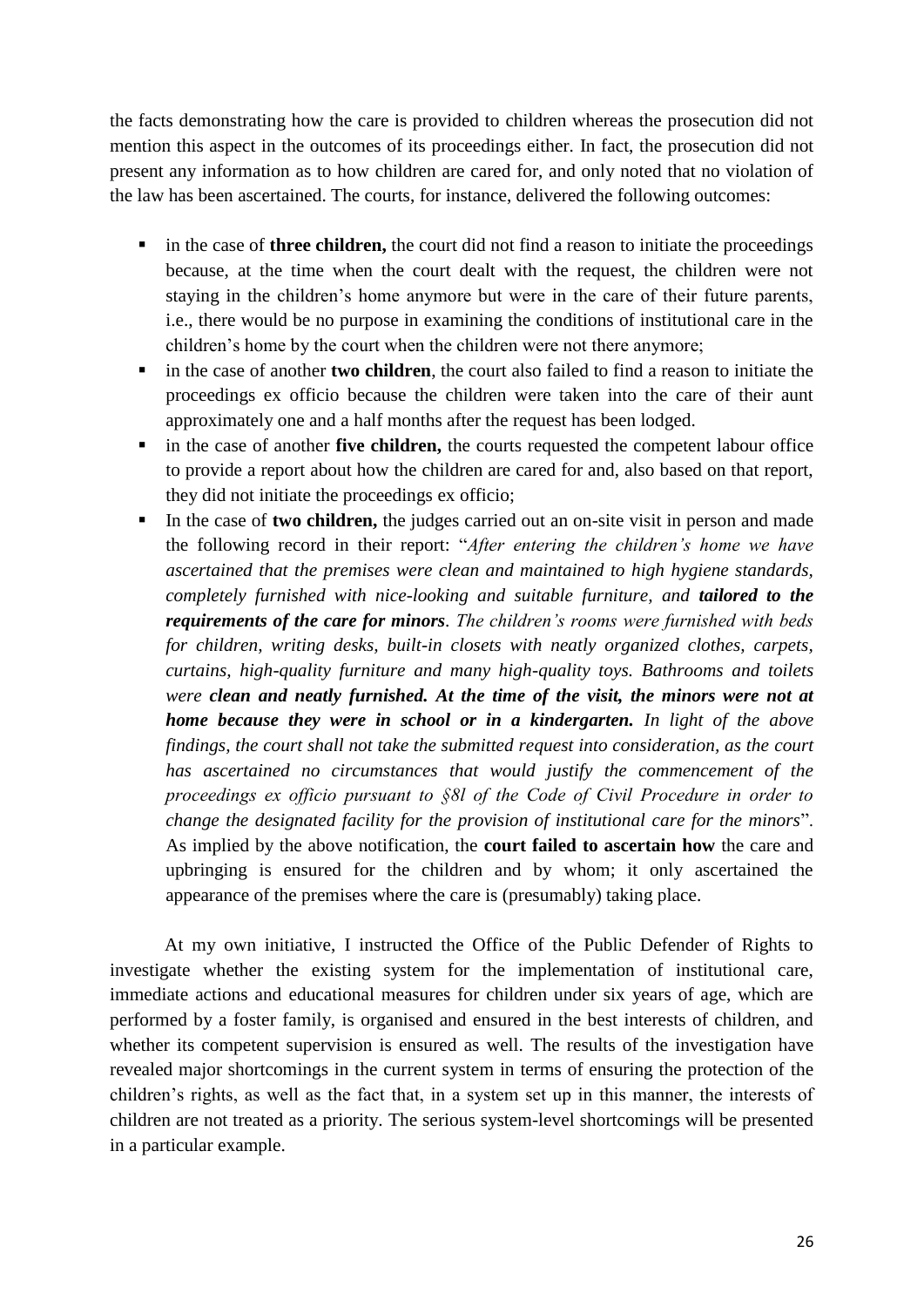the facts demonstrating how the care is provided to children whereas the prosecution did not mention this aspect in the outcomes of its proceedings either. In fact, the prosecution did not present any information as to how children are cared for, and only noted that no violation of the law has been ascertained. The courts, for instance, delivered the following outcomes:

- in the case of **three children,** the court did not find a reason to initiate the proceedings because, at the time when the court dealt with the request, the children were not staying in the children's home anymore but were in the care of their future parents, i.e., there would be no purpose in examining the conditions of institutional care in the children's home by the court when the children were not there anymore;
- in the case of another **two children**, the court also failed to find a reason to initiate the proceedings ex officio because the children were taken into the care of their aunt approximately one and a half months after the request has been lodged.
- in the case of another **five children,** the courts requested the competent labour office to provide a report about how the children are cared for and, also based on that report, they did not initiate the proceedings ex officio;
- In the case of **two children,** the judges carried out an on-site visit in person and made the following record in their report: "*After entering the children's home we have ascertained that the premises were clean and maintained to high hygiene standards, completely furnished with nice-looking and suitable furniture, and **tailored to the requirements of the care for minors**. The children's rooms were furnished with beds for children, writing desks, built-in closets with neatly organized clothes, carpets, curtains, high-quality furniture and many high-quality toys. Bathrooms and toilets were **clean and neatly furnished. At the time of the visit, the minors were not at home because they were in school or in a kindergarten.** In light of the above findings, the court shall not take the submitted request into consideration, as the court has ascertained no circumstances that would justify the commencement of the proceedings ex officio pursuant to §8l of the Code of Civil Procedure in order to change the designated facility for the provision of institutional care for the minors*". As implied by the above notification, the **court failed to ascertain how** the care and upbringing is ensured for the children and by whom; it only ascertained the appearance of the premises where the care is (presumably) taking place.

At my own initiative, I instructed the Office of the Public Defender of Rights to investigate whether the existing system for the implementation of institutional care, immediate actions and educational measures for children under six years of age, which are performed by a foster family, is organised and ensured in the best interests of children, and whether its competent supervision is ensured as well. The results of the investigation have revealed major shortcomings in the current system in terms of ensuring the protection of the children's rights, as well as the fact that, in a system set up in this manner, the interests of children are not treated as a priority. The serious system-level shortcomings will be presented in a particular example.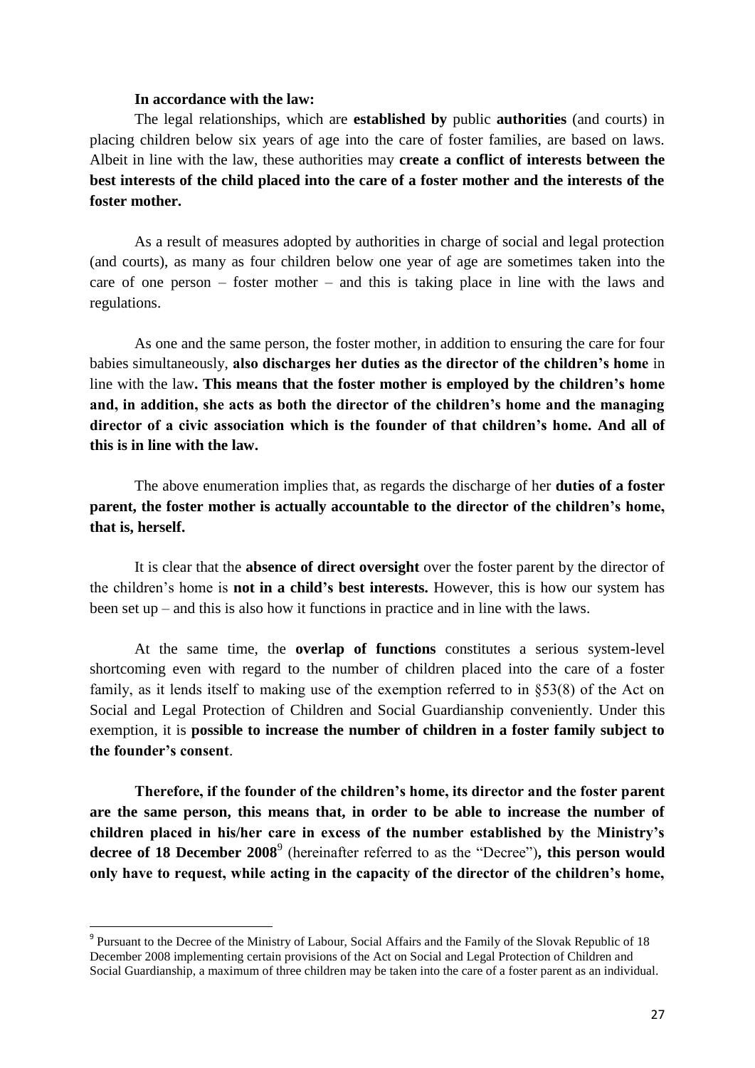**In accordance with the law:**

The legal relationships, which are **established by** public **authorities** (and courts) in placing children below six years of age into the care of foster families, are based on laws. Albeit in line with the law, these authorities may **create a conflict of interests between the best interests of the child placed into the care of a foster mother and the interests of the foster mother.**

As a result of measures adopted by authorities in charge of social and legal protection (and courts), as many as four children below one year of age are sometimes taken into the care of one person – foster mother – and this is taking place in line with the laws and regulations.

As one and the same person, the foster mother, in addition to ensuring the care for four babies simultaneously, **also discharges her duties as the director of the children's home** in line with the law**. This means that the foster mother is employed by the children's home and, in addition, she acts as both the director of the children's home and the managing director of a civic association which is the founder of that children's home. And all of this is in line with the law.**

The above enumeration implies that, as regards the discharge of her **duties of a foster parent, the foster mother is actually accountable to the director of the children's home, that is, herself.**

It is clear that the **absence of direct oversight** over the foster parent by the director of the children's home is **not in a child's best interests.** However, this is how our system has been set up – and this is also how it functions in practice and in line with the laws.

At the same time, the **overlap of functions** constitutes a serious system-level shortcoming even with regard to the number of children placed into the care of a foster family, as it lends itself to making use of the exemption referred to in §53(8) of the Act on Social and Legal Protection of Children and Social Guardianship conveniently. Under this exemption, it is **possible to increase the number of children in a foster family subject to the founder's consent**.

**Therefore, if the founder of the children's home, its director and the foster parent are the same person, this means that, in order to be able to increase the number of children placed in his/her care in excess of the number established by the Ministry's decree of 18 December 2008**[9] (hereinafter referred to as the "Decree")**, this person would only have to request, while acting in the capacity of the director of the children's home,**

---

[9] Pursuant to the Decree of the Ministry of Labour, Social Affairs and the Family of the Slovak Republic of 18 December 2008 implementing certain provisions of the Act on Social and Legal Protection of Children and Social Guardianship, a maximum of three children may be taken into the care of a foster parent as an individual.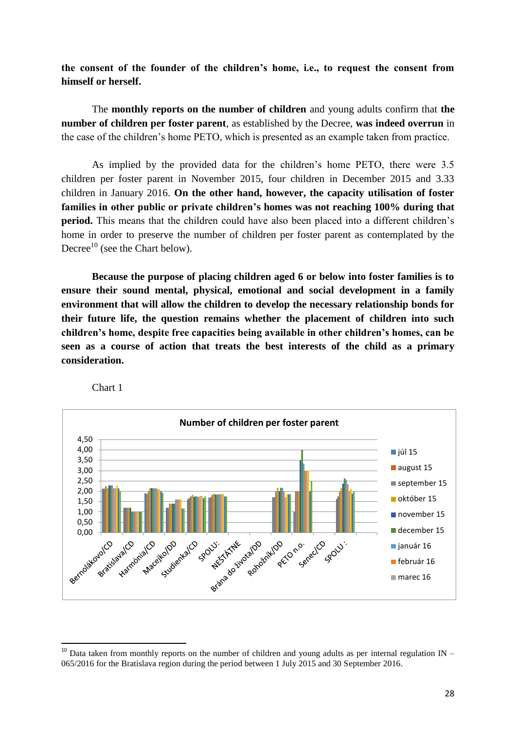**the consent of the founder of the children's home, i.e., to request the consent from himself or herself.**

The **monthly reports on the number of children** and young adults confirm that **the number of children per foster parent**, as established by the Decree, **was indeed overrun** in the case of the children's home PETO, which is presented as an example taken from practice.

As implied by the provided data for the children's home PETO, there were 3.5 children per foster parent in November 2015, four children in December 2015 and 3.33 children in January 2016. **On the other hand, however, the capacity utilisation of foster families in other public or private children's homes was not reaching 100% during that period.** This means that the children could have also been placed into a different children's home in order to preserve the number of children per foster parent as contemplated by the Decree[10] (see the Chart below).

**Because the purpose of placing children aged 6 or below into foster families is to ensure their sound mental, physical, emotional and social development in a family environment that will allow the children to develop the necessary relationship bonds for their future life, the question remains whether the placement of children into such children's home, despite free capacities being available in other children's homes, can be seen as a course of action that treats the best interests of the child as a primary consideration.**

Chart 1

Number of children per foster parent

Legend: júl 15, august 15, september 15, október 15, november 15, december 15, január 16, február 16, marec 16

Categories: Bernolákovo/CD, Bratislava/CD, Harmónia/CD, Macejko/DD, Studienka/CD, SPOLU:, NEŠTÁTNE, Brána do života/DD, Rohožník/DD, PETO n.o., Senec/CD, SPOLU :

Y-axis: 0,00 – 4,50

[10] Data taken from monthly reports on the number of children and young adults as per internal regulation IN – 065/2016 for the Bratislava region during the period between 1 July 2015 and 30 September 2016.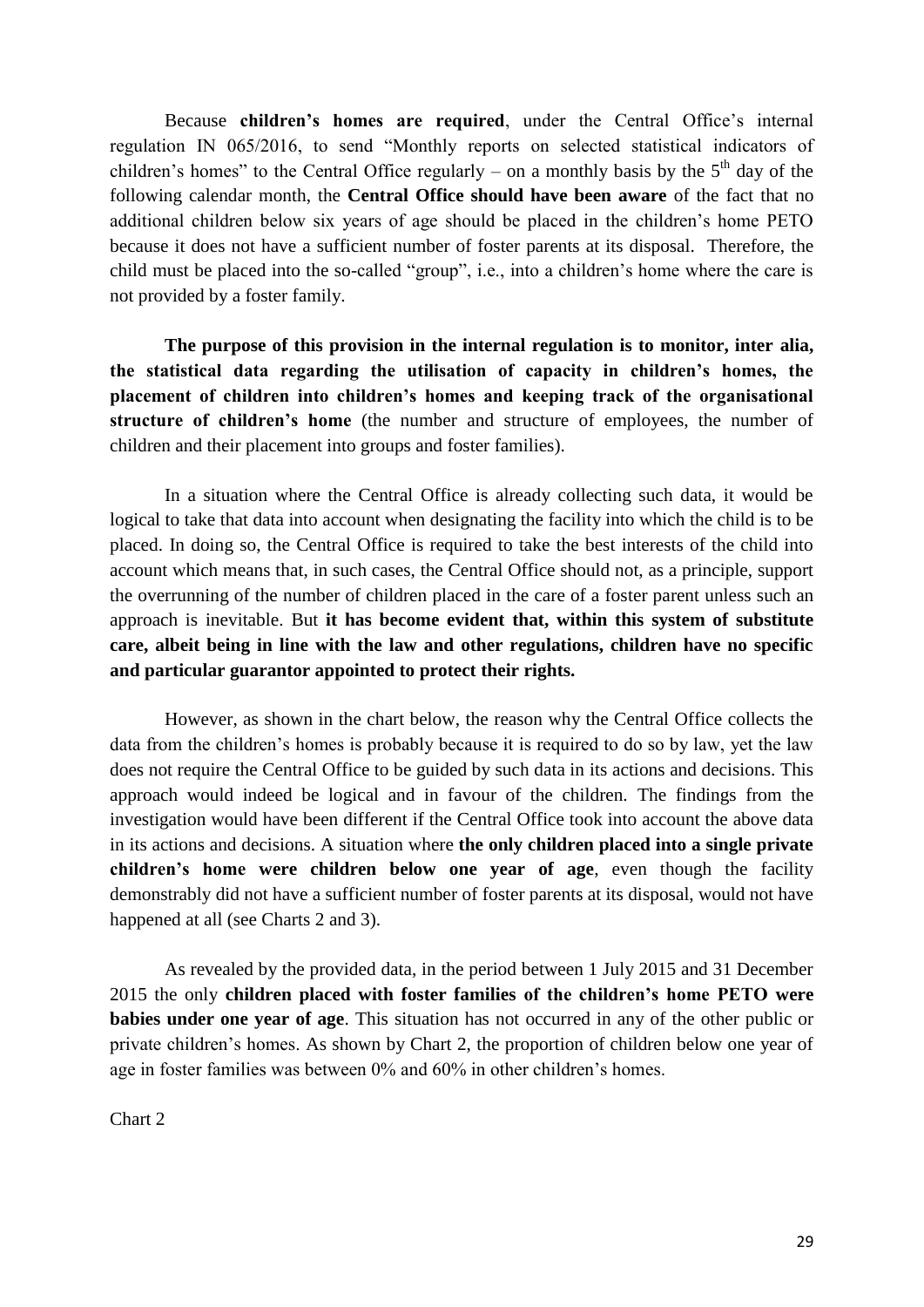Because **children's homes are required**, under the Central Office's internal regulation IN 065/2016, to send "Monthly reports on selected statistical indicators of children's homes" to the Central Office regularly – on a monthly basis by the 5th day of the following calendar month, the **Central Office should have been aware** of the fact that no additional children below six years of age should be placed in the children's home PETO because it does not have a sufficient number of foster parents at its disposal. Therefore, the child must be placed into the so-called "group", i.e., into a children's home where the care is not provided by a foster family.

**The purpose of this provision in the internal regulation is to monitor, inter alia, the statistical data regarding the utilisation of capacity in children's homes, the placement of children into children's homes and keeping track of the organisational structure of children's home** (the number and structure of employees, the number of children and their placement into groups and foster families).

In a situation where the Central Office is already collecting such data, it would be logical to take that data into account when designating the facility into which the child is to be placed. In doing so, the Central Office is required to take the best interests of the child into account which means that, in such cases, the Central Office should not, as a principle, support the overrunning of the number of children placed in the care of a foster parent unless such an approach is inevitable. But **it has become evident that, within this system of substitute care, albeit being in line with the law and other regulations, children have no specific and particular guarantor appointed to protect their rights.**

However, as shown in the chart below, the reason why the Central Office collects the data from the children's homes is probably because it is required to do so by law, yet the law does not require the Central Office to be guided by such data in its actions and decisions. This approach would indeed be logical and in favour of the children. The findings from the investigation would have been different if the Central Office took into account the above data in its actions and decisions. A situation where **the only children placed into a single private children's home were children below one year of age**, even though the facility demonstrably did not have a sufficient number of foster parents at its disposal, would not have happened at all (see Charts 2 and 3).

As revealed by the provided data, in the period between 1 July 2015 and 31 December 2015 the only **children placed with foster families of the children's home PETO were babies under one year of age**. This situation has not occurred in any of the other public or private children's homes. As shown by Chart 2, the proportion of children below one year of age in foster families was between 0% and 60% in other children's homes.

Chart 2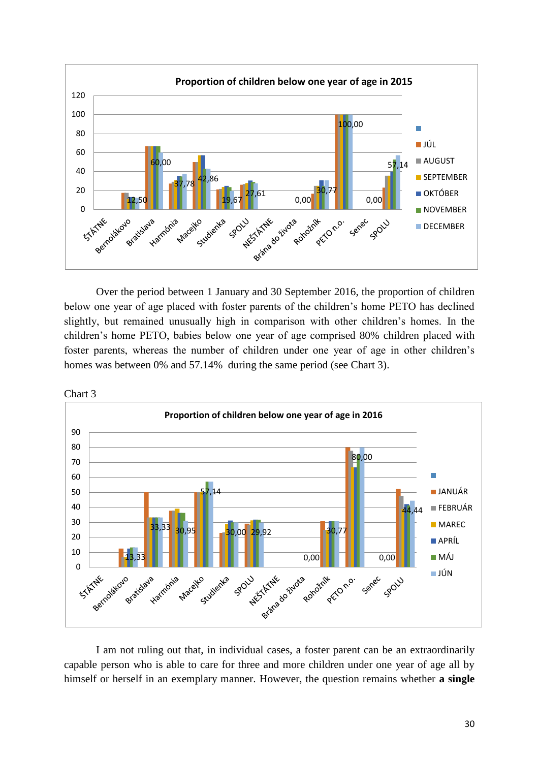**Proportion of children below one year of age in 2015**

Over the period between 1 January and 30 September 2016, the proportion of children below one year of age placed with foster parents of the children's home PETO has declined slightly, but remained unusually high in comparison with other children's homes. In the children's home PETO, babies below one year of age comprised 80% children placed with foster parents, whereas the number of children under one year of age in other children's homes was between 0% and 57.14% during the same period (see Chart 3).

Chart 3

**Proportion of children below one year of age in 2016**

I am not ruling out that, in individual cases, a foster parent can be an extraordinarily capable person who is able to care for three and more children under one year of age all by himself or herself in an exemplary manner. However, the question remains whether **a single**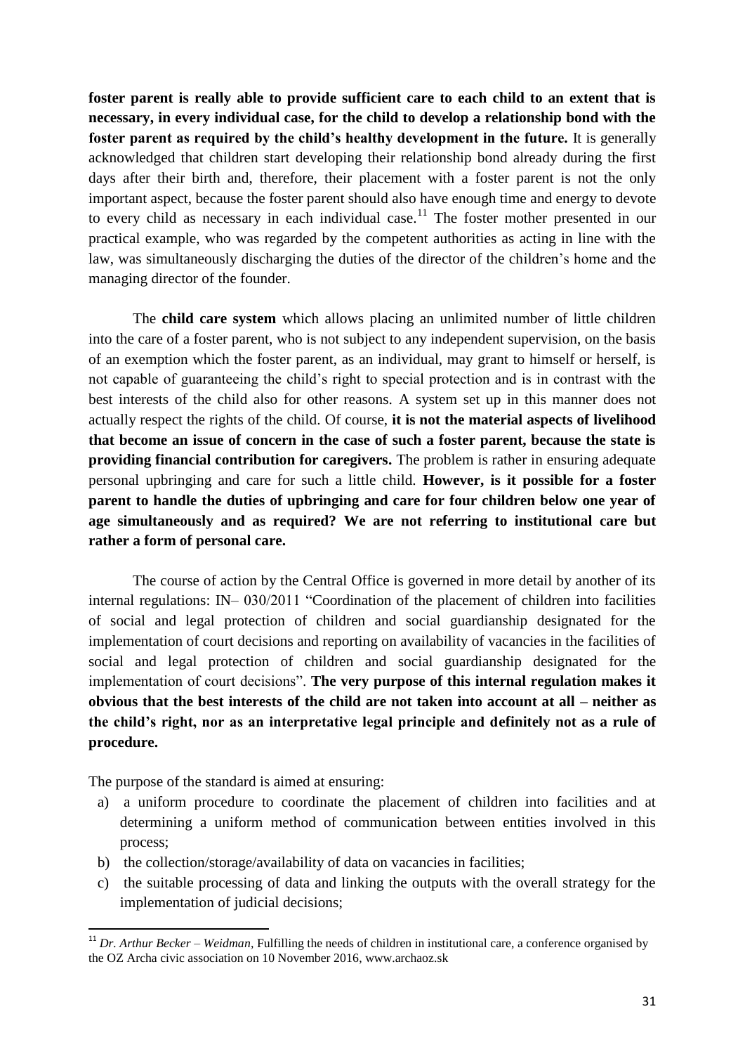**foster parent is really able to provide sufficient care to each child to an extent that is necessary, in every individual case, for the child to develop a relationship bond with the foster parent as required by the child's healthy development in the future.** It is generally acknowledged that children start developing their relationship bond already during the first days after their birth and, therefore, their placement with a foster parent is not the only important aspect, because the foster parent should also have enough time and energy to devote to every child as necessary in each individual case.[11] The foster mother presented in our practical example, who was regarded by the competent authorities as acting in line with the law, was simultaneously discharging the duties of the director of the children's home and the managing director of the founder.

The **child care system** which allows placing an unlimited number of little children into the care of a foster parent, who is not subject to any independent supervision, on the basis of an exemption which the foster parent, as an individual, may grant to himself or herself, is not capable of guaranteeing the child's right to special protection and is in contrast with the best interests of the child also for other reasons. A system set up in this manner does not actually respect the rights of the child. Of course, **it is not the material aspects of livelihood that become an issue of concern in the case of such a foster parent, because the state is providing financial contribution for caregivers.** The problem is rather in ensuring adequate personal upbringing and care for such a little child. **However, is it possible for a foster parent to handle the duties of upbringing and care for four children below one year of age simultaneously and as required? We are not referring to institutional care but rather a form of personal care.**

The course of action by the Central Office is governed in more detail by another of its internal regulations: IN– 030/2011 "Coordination of the placement of children into facilities of social and legal protection of children and social guardianship designated for the implementation of court decisions and reporting on availability of vacancies in the facilities of social and legal protection of children and social guardianship designated for the implementation of court decisions". **The very purpose of this internal regulation makes it obvious that the best interests of the child are not taken into account at all – neither as the child's right, nor as an interpretative legal principle and definitely not as a rule of procedure.**

The purpose of the standard is aimed at ensuring:

a) a uniform procedure to coordinate the placement of children into facilities and at determining a uniform method of communication between entities involved in this process;
b) the collection/storage/availability of data on vacancies in facilities;
c) the suitable processing of data and linking the outputs with the overall strategy for the implementation of judicial decisions;

---

[11] *Dr. Arthur Becker – Weidman,* Fulfilling the needs of children in institutional care, a conference organised by the OZ Archa civic association on 10 November 2016, www.archaoz.sk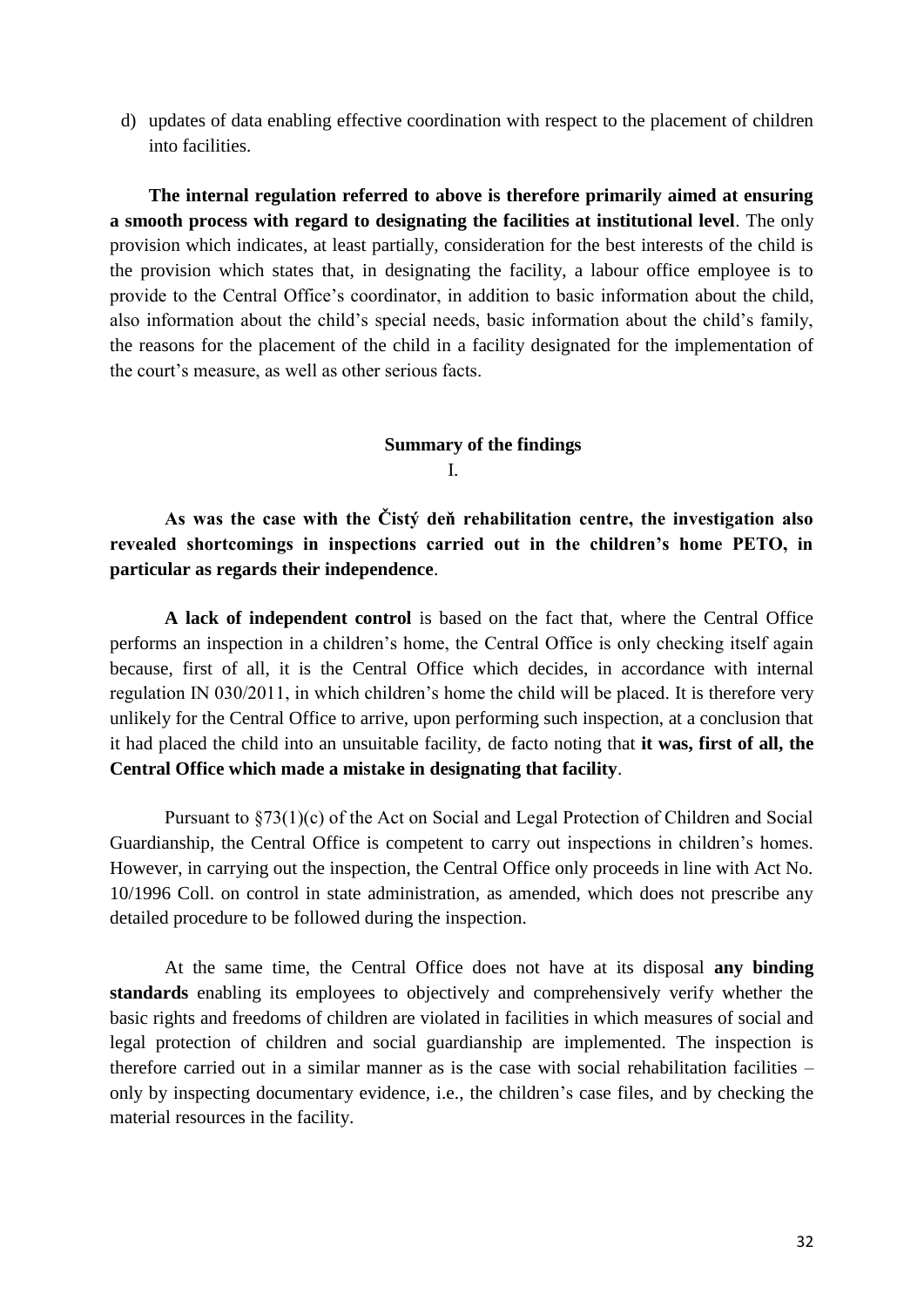d) updates of data enabling effective coordination with respect to the placement of children into facilities.

**The internal regulation referred to above is therefore primarily aimed at ensuring a smooth process with regard to designating the facilities at institutional level**. The only provision which indicates, at least partially, consideration for the best interests of the child is the provision which states that, in designating the facility, a labour office employee is to provide to the Central Office's coordinator, in addition to basic information about the child, also information about the child's special needs, basic information about the child's family, the reasons for the placement of the child in a facility designated for the implementation of the court's measure, as well as other serious facts.

## Summary of the findings

I.

**As was the case with the Čistý deň rehabilitation centre, the investigation also revealed shortcomings in inspections carried out in the children's home PETO, in particular as regards their independence**.

**A lack of independent control** is based on the fact that, where the Central Office performs an inspection in a children's home, the Central Office is only checking itself again because, first of all, it is the Central Office which decides, in accordance with internal regulation IN 030/2011, in which children's home the child will be placed. It is therefore very unlikely for the Central Office to arrive, upon performing such inspection, at a conclusion that it had placed the child into an unsuitable facility, de facto noting that **it was, first of all, the Central Office which made a mistake in designating that facility**.

Pursuant to §73(1)(c) of the Act on Social and Legal Protection of Children and Social Guardianship, the Central Office is competent to carry out inspections in children's homes. However, in carrying out the inspection, the Central Office only proceeds in line with Act No. 10/1996 Coll. on control in state administration, as amended, which does not prescribe any detailed procedure to be followed during the inspection.

At the same time, the Central Office does not have at its disposal **any binding standards** enabling its employees to objectively and comprehensively verify whether the basic rights and freedoms of children are violated in facilities in which measures of social and legal protection of children and social guardianship are implemented. The inspection is therefore carried out in a similar manner as is the case with social rehabilitation facilities – only by inspecting documentary evidence, i.e., the children's case files, and by checking the material resources in the facility.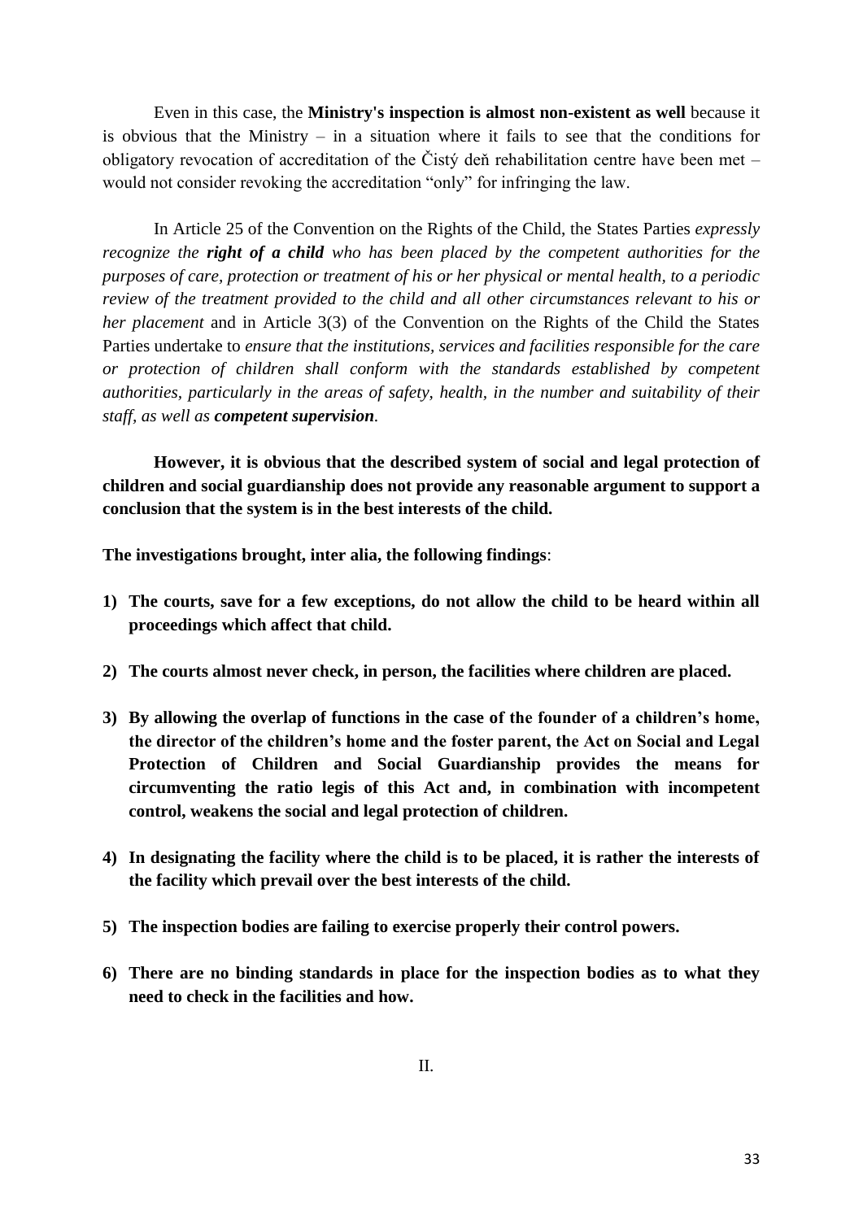Even in this case, the **Ministry's inspection is almost non-existent as well** because it is obvious that the Ministry – in a situation where it fails to see that the conditions for obligatory revocation of accreditation of the Čistý deň rehabilitation centre have been met – would not consider revoking the accreditation "only" for infringing the law.

In Article 25 of the Convention on the Rights of the Child, the States Parties *expressly recognize the **right of a child** who has been placed by the competent authorities for the purposes of care, protection or treatment of his or her physical or mental health, to a periodic review of the treatment provided to the child and all other circumstances relevant to his or her placement* and in Article 3(3) of the Convention on the Rights of the Child the States Parties undertake to *ensure that the institutions, services and facilities responsible for the care or protection of children shall conform with the standards established by competent authorities, particularly in the areas of safety, health, in the number and suitability of their staff, as well as **competent supervision**.*

**However, it is obvious that the described system of social and legal protection of children and social guardianship does not provide any reasonable argument to support a conclusion that the system is in the best interests of the child.**

**The investigations brought, inter alia, the following findings**:

1) **The courts, save for a few exceptions, do not allow the child to be heard within all proceedings which affect that child.**
2) **The courts almost never check, in person, the facilities where children are placed.**
3) **By allowing the overlap of functions in the case of the founder of a children's home, the director of the children's home and the foster parent, the Act on Social and Legal Protection of Children and Social Guardianship provides the means for circumventing the ratio legis of this Act and, in combination with incompetent control, weakens the social and legal protection of children.**
4) **In designating the facility where the child is to be placed, it is rather the interests of the facility which prevail over the best interests of the child.**
5) **The inspection bodies are failing to exercise properly their control powers.**
6) **There are no binding standards in place for the inspection bodies as to what they need to check in the facilities and how.**

II.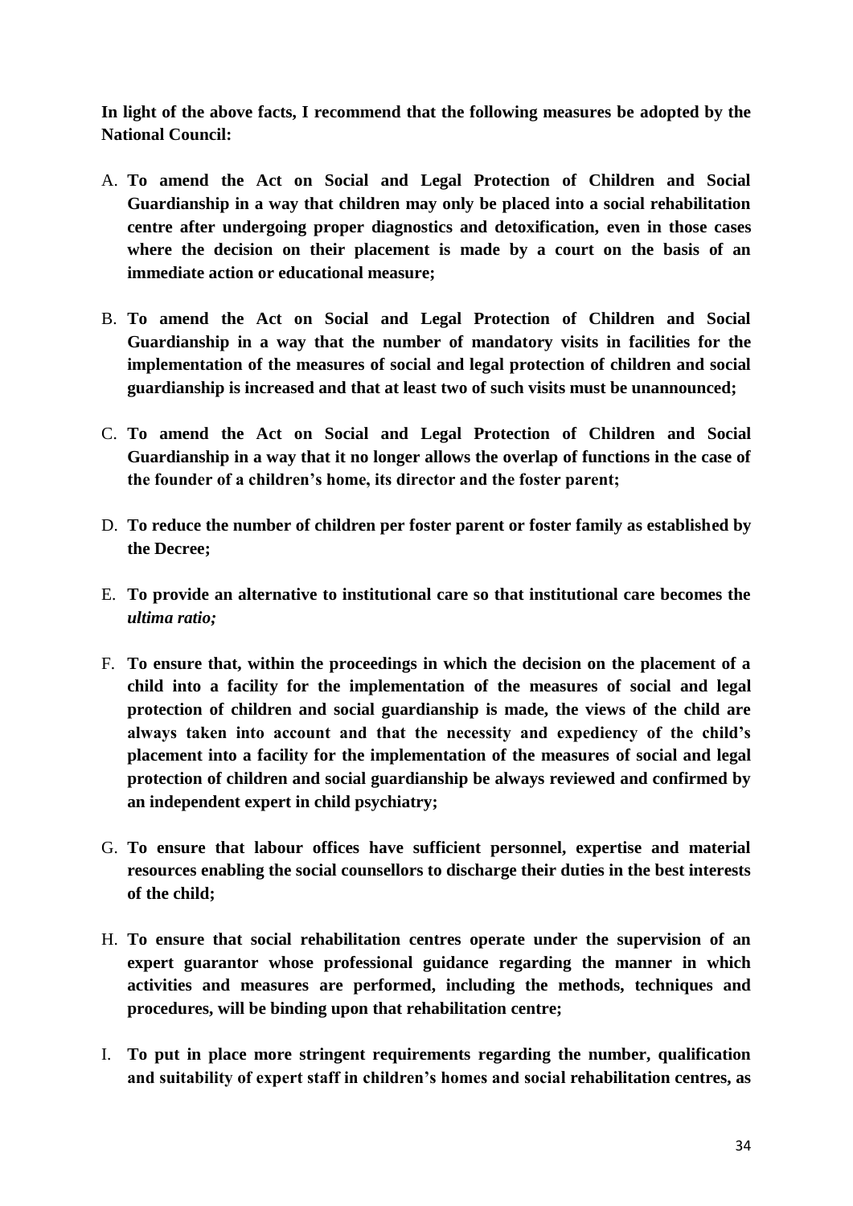**In light of the above facts, I recommend that the following measures be adopted by the National Council:**

A. **To amend the Act on Social and Legal Protection of Children and Social Guardianship in a way that children may only be placed into a social rehabilitation centre after undergoing proper diagnostics and detoxification, even in those cases where the decision on their placement is made by a court on the basis of an immediate action or educational measure;**

B. **To amend the Act on Social and Legal Protection of Children and Social Guardianship in a way that the number of mandatory visits in facilities for the implementation of the measures of social and legal protection of children and social guardianship is increased and that at least two of such visits must be unannounced;**

C. **To amend the Act on Social and Legal Protection of Children and Social Guardianship in a way that it no longer allows the overlap of functions in the case of the founder of a children's home, its director and the foster parent;**

D. **To reduce the number of children per foster parent or foster family as established by the Decree;**

E. **To provide an alternative to institutional care so that institutional care becomes the *ultima ratio;***

F. **To ensure that, within the proceedings in which the decision on the placement of a child into a facility for the implementation of the measures of social and legal protection of children and social guardianship is made, the views of the child are always taken into account and that the necessity and expediency of the child's placement into a facility for the implementation of the measures of social and legal protection of children and social guardianship be always reviewed and confirmed by an independent expert in child psychiatry;**

G. **To ensure that labour offices have sufficient personnel, expertise and material resources enabling the social counsellors to discharge their duties in the best interests of the child;**

H. **To ensure that social rehabilitation centres operate under the supervision of an expert guarantor whose professional guidance regarding the manner in which activities and measures are performed, including the methods, techniques and procedures, will be binding upon that rehabilitation centre;**

I. **To put in place more stringent requirements regarding the number, qualification and suitability of expert staff in children's homes and social rehabilitation centres, as**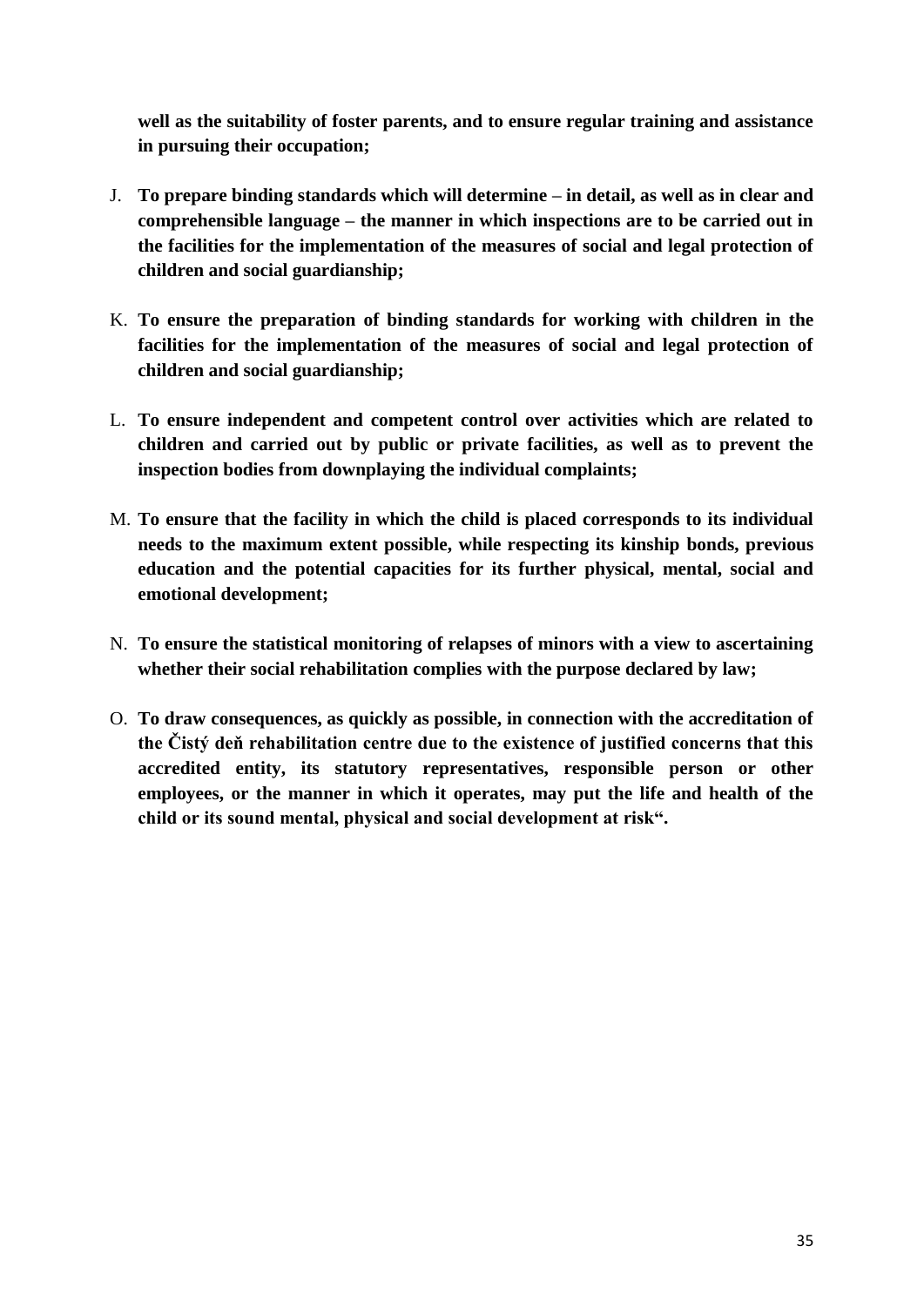**well as the suitability of foster parents, and to ensure regular training and assistance in pursuing their occupation;**

J. **To prepare binding standards which will determine – in detail, as well as in clear and comprehensible language – the manner in which inspections are to be carried out in the facilities for the implementation of the measures of social and legal protection of children and social guardianship;**

K. **To ensure the preparation of binding standards for working with children in the facilities for the implementation of the measures of social and legal protection of children and social guardianship;**

L. **To ensure independent and competent control over activities which are related to children and carried out by public or private facilities, as well as to prevent the inspection bodies from downplaying the individual complaints;**

M. **To ensure that the facility in which the child is placed corresponds to its individual needs to the maximum extent possible, while respecting its kinship bonds, previous education and the potential capacities for its further physical, mental, social and emotional development;**

N. **To ensure the statistical monitoring of relapses of minors with a view to ascertaining whether their social rehabilitation complies with the purpose declared by law;**

O. **To draw consequences, as quickly as possible, in connection with the accreditation of the Čistý deň rehabilitation centre due to the existence of justified concerns that this accredited entity, its statutory representatives, responsible person or other employees, or the manner in which it operates, may put the life and health of the child or its sound mental, physical and social development at risk“.**